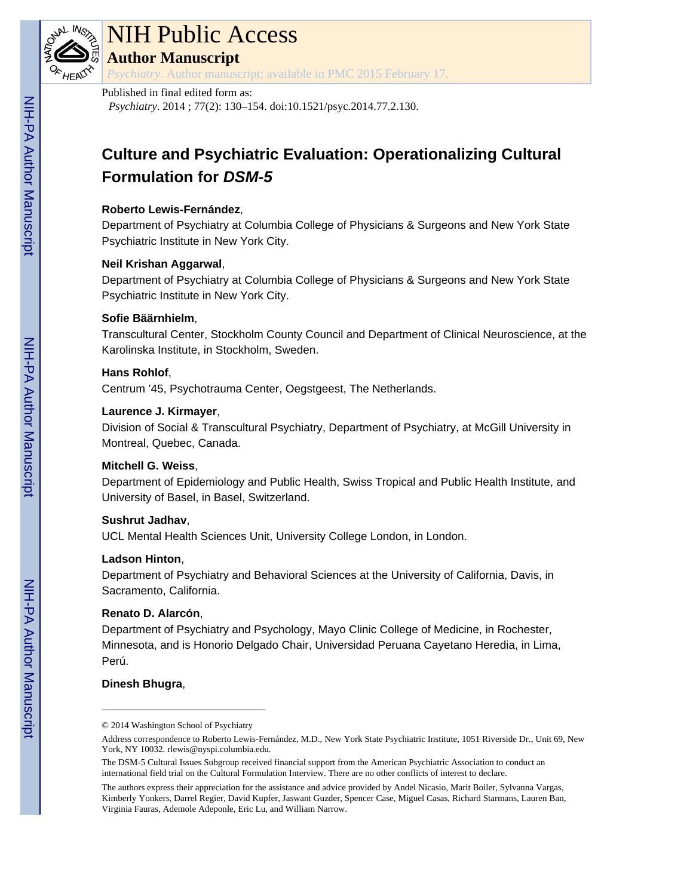# NIH Public Access

**Author Manuscript**

*Psychiatry*. Author manuscript; available in PMC 2015 February 17.

Published in final edited form as:

*Psychiatry*. 2014 ; 77(2): 130–154. doi:10.1521/psyc.2014.77.2.130.

# Culture and Psychiatric Evaluation: Operationalizing Cultural Formulation for *DSM-5*

**Roberto Lewis-Fernández**,

Department of Psychiatry at Columbia College of Physicians & Surgeons and New York State Psychiatric Institute in New York City.

**Neil Krishan Aggarwal**,

Department of Psychiatry at Columbia College of Physicians & Surgeons and New York State Psychiatric Institute in New York City.

**Sofie Bäärnhielm**,

Transcultural Center, Stockholm County Council and Department of Clinical Neuroscience, at the Karolinska Institute, in Stockholm, Sweden.

**Hans Rohlof**,

Centrum '45, Psychotrauma Center, Oegstgeest, The Netherlands.

**Laurence J. Kirmayer**,

Division of Social & Transcultural Psychiatry, Department of Psychiatry, at McGill University in Montreal, Quebec, Canada.

**Mitchell G. Weiss**,

Department of Epidemiology and Public Health, Swiss Tropical and Public Health Institute, and University of Basel, in Basel, Switzerland.

**Sushrut Jadhav**,

UCL Mental Health Sciences Unit, University College London, in London.

**Ladson Hinton**,

Department of Psychiatry and Behavioral Sciences at the University of California, Davis, in Sacramento, California.

**Renato D. Alarcón**,

Department of Psychiatry and Psychology, Mayo Clinic College of Medicine, in Rochester, Minnesota, and is Honorio Delgado Chair, Universidad Peruana Cayetano Heredia, in Lima, Perú.

**Dinesh Bhugra**,

---

© 2014 Washington School of Psychiatry

Address correspondence to Roberto Lewis-Fernández, M.D., New York State Psychiatric Institute, 1051 Riverside Dr., Unit 69, New York, NY 10032. rlewis@nyspi.columbia.edu.

The DSM-5 Cultural Issues Subgroup received financial support from the American Psychiatric Association to conduct an international field trial on the Cultural Formulation Interview. There are no other conflicts of interest to declare.

The authors express their appreciation for the assistance and advice provided by Andel Nicasio, Marit Boiler, Sylvanna Vargas, Kimberly Yonkers, Darrel Regier, David Kupfer, Jaswant Guzder, Spencer Case, Miguel Casas, Richard Starmans, Lauren Ban, Virginia Fauras, Ademole Adeponle, Eric Lu, and William Narrow.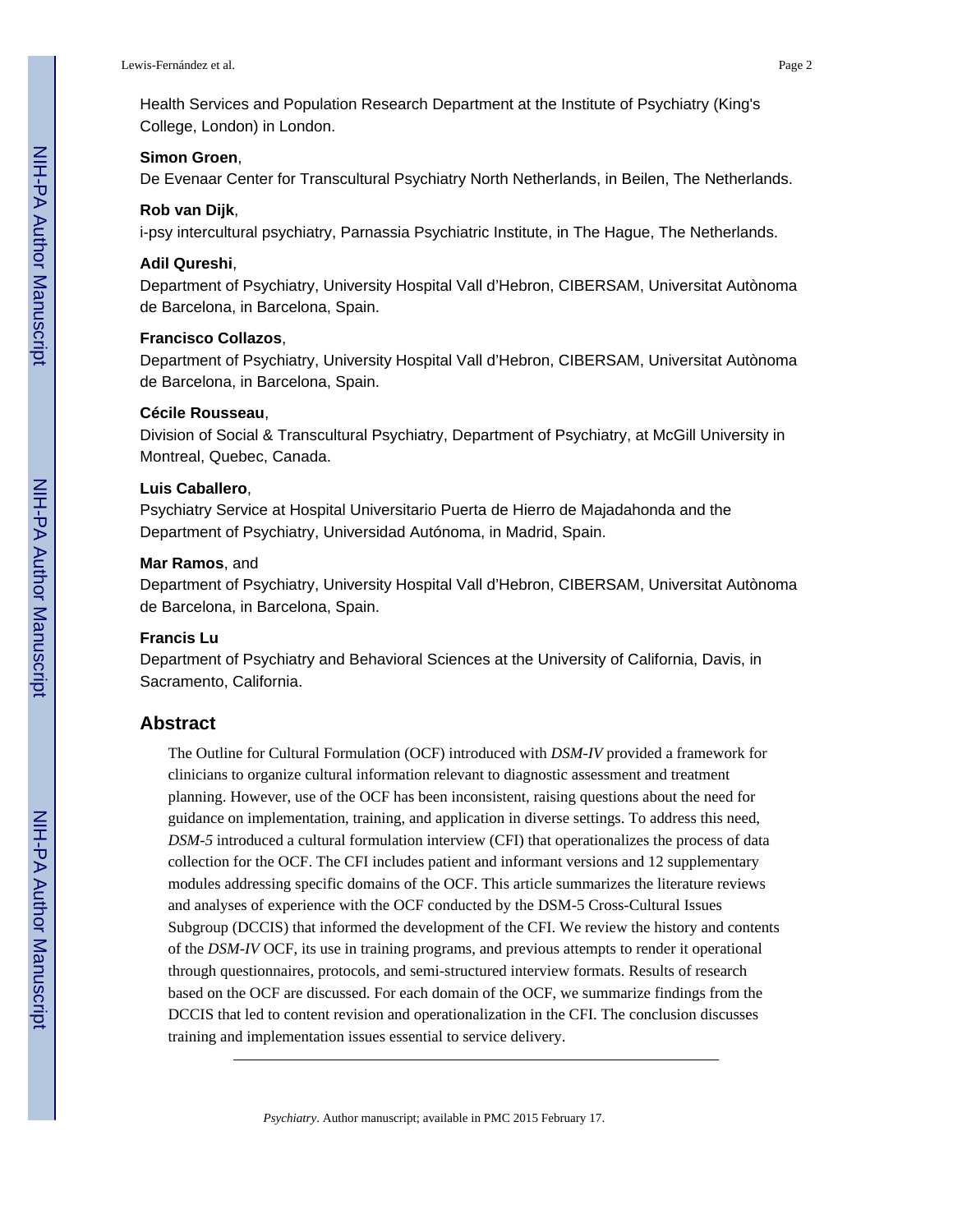Health Services and Population Research Department at the Institute of Psychiatry (King's College, London) in London.

**Simon Groen**,
De Evenaar Center for Transcultural Psychiatry North Netherlands, in Beilen, The Netherlands.

**Rob van Dijk**,
i-psy intercultural psychiatry, Parnassia Psychiatric Institute, in The Hague, The Netherlands.

**Adil Qureshi**,
Department of Psychiatry, University Hospital Vall d'Hebron, CIBERSAM, Universitat Autònoma de Barcelona, in Barcelona, Spain.

**Francisco Collazos**,
Department of Psychiatry, University Hospital Vall d'Hebron, CIBERSAM, Universitat Autònoma de Barcelona, in Barcelona, Spain.

**Cécile Rousseau**,
Division of Social & Transcultural Psychiatry, Department of Psychiatry, at McGill University in Montreal, Quebec, Canada.

**Luis Caballero**,
Psychiatry Service at Hospital Universitario Puerta de Hierro de Majadahonda and the Department of Psychiatry, Universidad Autónoma, in Madrid, Spain.

**Mar Ramos**, and
Department of Psychiatry, University Hospital Vall d'Hebron, CIBERSAM, Universitat Autònoma de Barcelona, in Barcelona, Spain.

**Francis Lu**
Department of Psychiatry and Behavioral Sciences at the University of California, Davis, in Sacramento, California.

## Abstract

The Outline for Cultural Formulation (OCF) introduced with *DSM-IV* provided a framework for clinicians to organize cultural information relevant to diagnostic assessment and treatment planning. However, use of the OCF has been inconsistent, raising questions about the need for guidance on implementation, training, and application in diverse settings. To address this need, *DSM-5* introduced a cultural formulation interview (CFI) that operationalizes the process of data collection for the OCF. The CFI includes patient and informant versions and 12 supplementary modules addressing specific domains of the OCF. This article summarizes the literature reviews and analyses of experience with the OCF conducted by the DSM-5 Cross-Cultural Issues Subgroup (DCCIS) that informed the development of the CFI. We review the history and contents of the *DSM-IV* OCF, its use in training programs, and previous attempts to render it operational through questionnaires, protocols, and semi-structured interview formats. Results of research based on the OCF are discussed. For each domain of the OCF, we summarize findings from the DCCIS that led to content revision and operationalization in the CFI. The conclusion discusses training and implementation issues essential to service delivery.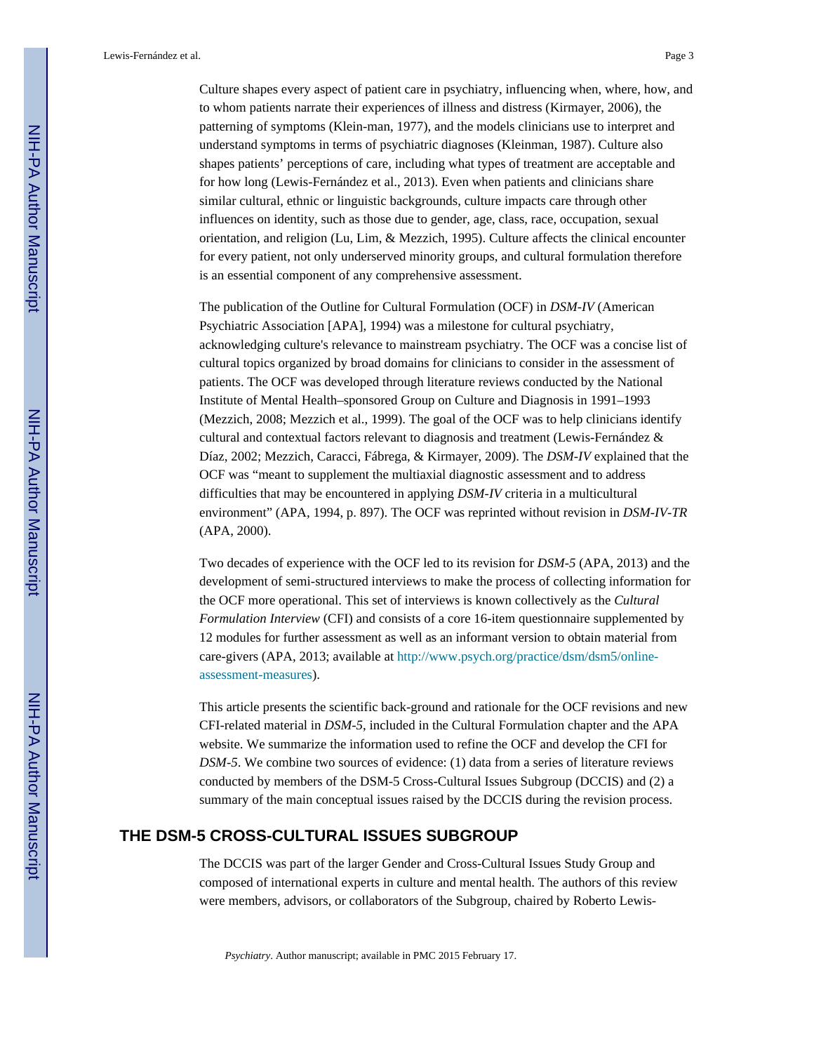Culture shapes every aspect of patient care in psychiatry, influencing when, where, how, and to whom patients narrate their experiences of illness and distress (Kirmayer, 2006), the patterning of symptoms (Klein-man, 1977), and the models clinicians use to interpret and understand symptoms in terms of psychiatric diagnoses (Kleinman, 1987). Culture also shapes patients' perceptions of care, including what types of treatment are acceptable and for how long (Lewis-Fernández et al., 2013). Even when patients and clinicians share similar cultural, ethnic or linguistic backgrounds, culture impacts care through other influences on identity, such as those due to gender, age, class, race, occupation, sexual orientation, and religion (Lu, Lim, & Mezzich, 1995). Culture affects the clinical encounter for every patient, not only underserved minority groups, and cultural formulation therefore is an essential component of any comprehensive assessment.

The publication of the Outline for Cultural Formulation (OCF) in *DSM-IV* (American Psychiatric Association [APA], 1994) was a milestone for cultural psychiatry, acknowledging culture's relevance to mainstream psychiatry. The OCF was a concise list of cultural topics organized by broad domains for clinicians to consider in the assessment of patients. The OCF was developed through literature reviews conducted by the National Institute of Mental Health–sponsored Group on Culture and Diagnosis in 1991–1993 (Mezzich, 2008; Mezzich et al., 1999). The goal of the OCF was to help clinicians identify cultural and contextual factors relevant to diagnosis and treatment (Lewis-Fernández & Díaz, 2002; Mezzich, Caracci, Fábrega, & Kirmayer, 2009). The *DSM-IV* explained that the OCF was "meant to supplement the multiaxial diagnostic assessment and to address difficulties that may be encountered in applying *DSM-IV* criteria in a multicultural environment" (APA, 1994, p. 897). The OCF was reprinted without revision in *DSM-IV-TR* (APA, 2000).

Two decades of experience with the OCF led to its revision for *DSM-5* (APA, 2013) and the development of semi-structured interviews to make the process of collecting information for the OCF more operational. This set of interviews is known collectively as the *Cultural Formulation Interview* (CFI) and consists of a core 16-item questionnaire supplemented by 12 modules for further assessment as well as an informant version to obtain material from care-givers (APA, 2013; available at http://www.psych.org/practice/dsm/dsm5/online-assessment-measures).

This article presents the scientific back-ground and rationale for the OCF revisions and new CFI-related material in *DSM-5*, included in the Cultural Formulation chapter and the APA website. We summarize the information used to refine the OCF and develop the CFI for *DSM-5*. We combine two sources of evidence: (1) data from a series of literature reviews conducted by members of the DSM-5 Cross-Cultural Issues Subgroup (DCCIS) and (2) a summary of the main conceptual issues raised by the DCCIS during the revision process.

## THE DSM-5 CROSS-CULTURAL ISSUES SUBGROUP

The DCCIS was part of the larger Gender and Cross-Cultural Issues Study Group and composed of international experts in culture and mental health. The authors of this review were members, advisors, or collaborators of the Subgroup, chaired by Roberto Lewis-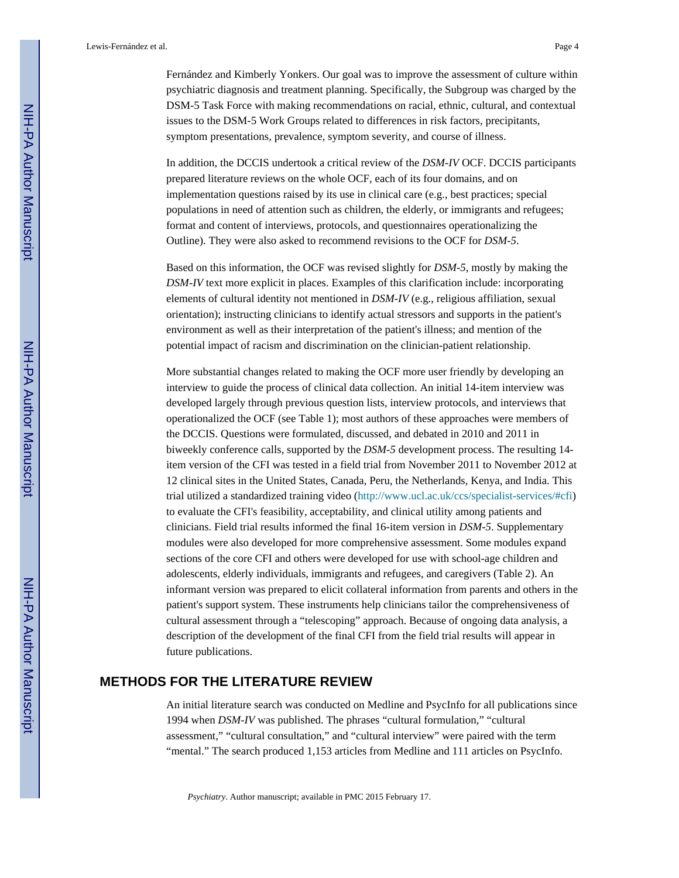Fernández and Kimberly Yonkers. Our goal was to improve the assessment of culture within psychiatric diagnosis and treatment planning. Specifically, the Subgroup was charged by the DSM-5 Task Force with making recommendations on racial, ethnic, cultural, and contextual issues to the DSM-5 Work Groups related to differences in risk factors, precipitants, symptom presentations, prevalence, symptom severity, and course of illness.

In addition, the DCCIS undertook a critical review of the *DSM-IV* OCF. DCCIS participants prepared literature reviews on the whole OCF, each of its four domains, and on implementation questions raised by its use in clinical care (e.g., best practices; special populations in need of attention such as children, the elderly, or immigrants and refugees; format and content of interviews, protocols, and questionnaires operationalizing the Outline). They were also asked to recommend revisions to the OCF for *DSM-5*.

Based on this information, the OCF was revised slightly for *DSM-5*, mostly by making the *DSM-IV* text more explicit in places. Examples of this clarification include: incorporating elements of cultural identity not mentioned in *DSM-IV* (e.g., religious affiliation, sexual orientation); instructing clinicians to identify actual stressors and supports in the patient's environment as well as their interpretation of the patient's illness; and mention of the potential impact of racism and discrimination on the clinician-patient relationship.

More substantial changes related to making the OCF more user friendly by developing an interview to guide the process of clinical data collection. An initial 14-item interview was developed largely through previous question lists, interview protocols, and interviews that operationalized the OCF (see Table 1); most authors of these approaches were members of the DCCIS. Questions were formulated, discussed, and debated in 2010 and 2011 in biweekly conference calls, supported by the *DSM-5* development process. The resulting 14-item version of the CFI was tested in a field trial from November 2011 to November 2012 at 12 clinical sites in the United States, Canada, Peru, the Netherlands, Kenya, and India. This trial utilized a standardized training video (http://www.ucl.ac.uk/ccs/specialist-services/#cfi) to evaluate the CFI's feasibility, acceptability, and clinical utility among patients and clinicians. Field trial results informed the final 16-item version in *DSM-5*. Supplementary modules were also developed for more comprehensive assessment. Some modules expand sections of the core CFI and others were developed for use with school-age children and adolescents, elderly individuals, immigrants and refugees, and caregivers (Table 2). An informant version was prepared to elicit collateral information from parents and others in the patient's support system. These instruments help clinicians tailor the comprehensiveness of cultural assessment through a "telescoping" approach. Because of ongoing data analysis, a description of the development of the final CFI from the field trial results will appear in future publications.

## METHODS FOR THE LITERATURE REVIEW

An initial literature search was conducted on Medline and PsycInfo for all publications since 1994 when *DSM-IV* was published. The phrases "cultural formulation," "cultural assessment," "cultural consultation," and "cultural interview" were paired with the term "mental." The search produced 1,153 articles from Medline and 111 articles on PsycInfo.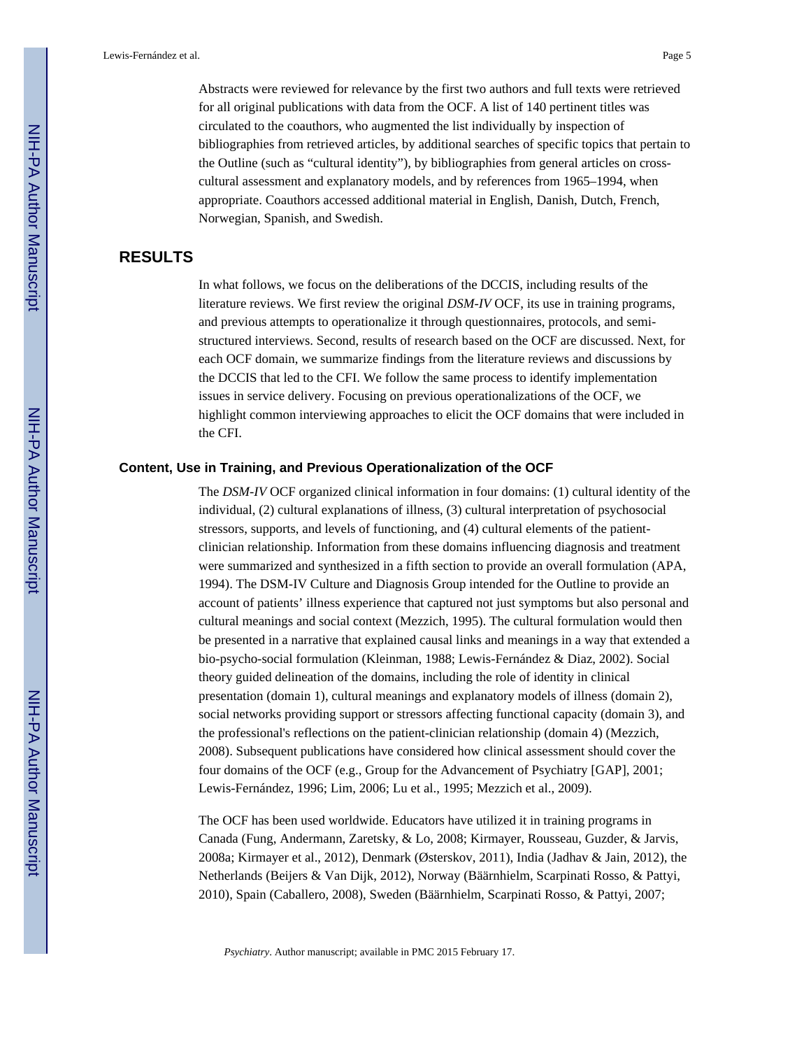Abstracts were reviewed for relevance by the first two authors and full texts were retrieved for all original publications with data from the OCF. A list of 140 pertinent titles was circulated to the coauthors, who augmented the list individually by inspection of bibliographies from retrieved articles, by additional searches of specific topics that pertain to the Outline (such as "cultural identity"), by bibliographies from general articles on cross-cultural assessment and explanatory models, and by references from 1965–1994, when appropriate. Coauthors accessed additional material in English, Danish, Dutch, French, Norwegian, Spanish, and Swedish.

## RESULTS

In what follows, we focus on the deliberations of the DCCIS, including results of the literature reviews. We first review the original *DSM-IV* OCF, its use in training programs, and previous attempts to operationalize it through questionnaires, protocols, and semi-structured interviews. Second, results of research based on the OCF are discussed. Next, for each OCF domain, we summarize findings from the literature reviews and discussions by the DCCIS that led to the CFI. We follow the same process to identify implementation issues in service delivery. Focusing on previous operationalizations of the OCF, we highlight common interviewing approaches to elicit the OCF domains that were included in the CFI.

### Content, Use in Training, and Previous Operationalization of the OCF

The *DSM-IV* OCF organized clinical information in four domains: (1) cultural identity of the individual, (2) cultural explanations of illness, (3) cultural interpretation of psychosocial stressors, supports, and levels of functioning, and (4) cultural elements of the patient-clinician relationship. Information from these domains influencing diagnosis and treatment were summarized and synthesized in a fifth section to provide an overall formulation (APA, 1994). The DSM-IV Culture and Diagnosis Group intended for the Outline to provide an account of patients' illness experience that captured not just symptoms but also personal and cultural meanings and social context (Mezzich, 1995). The cultural formulation would then be presented in a narrative that explained causal links and meanings in a way that extended a bio-psycho-social formulation (Kleinman, 1988; Lewis-Fernández & Diaz, 2002). Social theory guided delineation of the domains, including the role of identity in clinical presentation (domain 1), cultural meanings and explanatory models of illness (domain 2), social networks providing support or stressors affecting functional capacity (domain 3), and the professional's reflections on the patient-clinician relationship (domain 4) (Mezzich, 2008). Subsequent publications have considered how clinical assessment should cover the four domains of the OCF (e.g., Group for the Advancement of Psychiatry [GAP], 2001; Lewis-Fernández, 1996; Lim, 2006; Lu et al., 1995; Mezzich et al., 2009).

The OCF has been used worldwide. Educators have utilized it in training programs in Canada (Fung, Andermann, Zaretsky, & Lo, 2008; Kirmayer, Rousseau, Guzder, & Jarvis, 2008a; Kirmayer et al., 2012), Denmark (Østerskov, 2011), India (Jadhav & Jain, 2012), the Netherlands (Beijers & Van Dijk, 2012), Norway (Bäärnhielm, Scarpinati Rosso, & Pattyi, 2010), Spain (Caballero, 2008), Sweden (Bäärnhielm, Scarpinati Rosso, & Pattyi, 2007;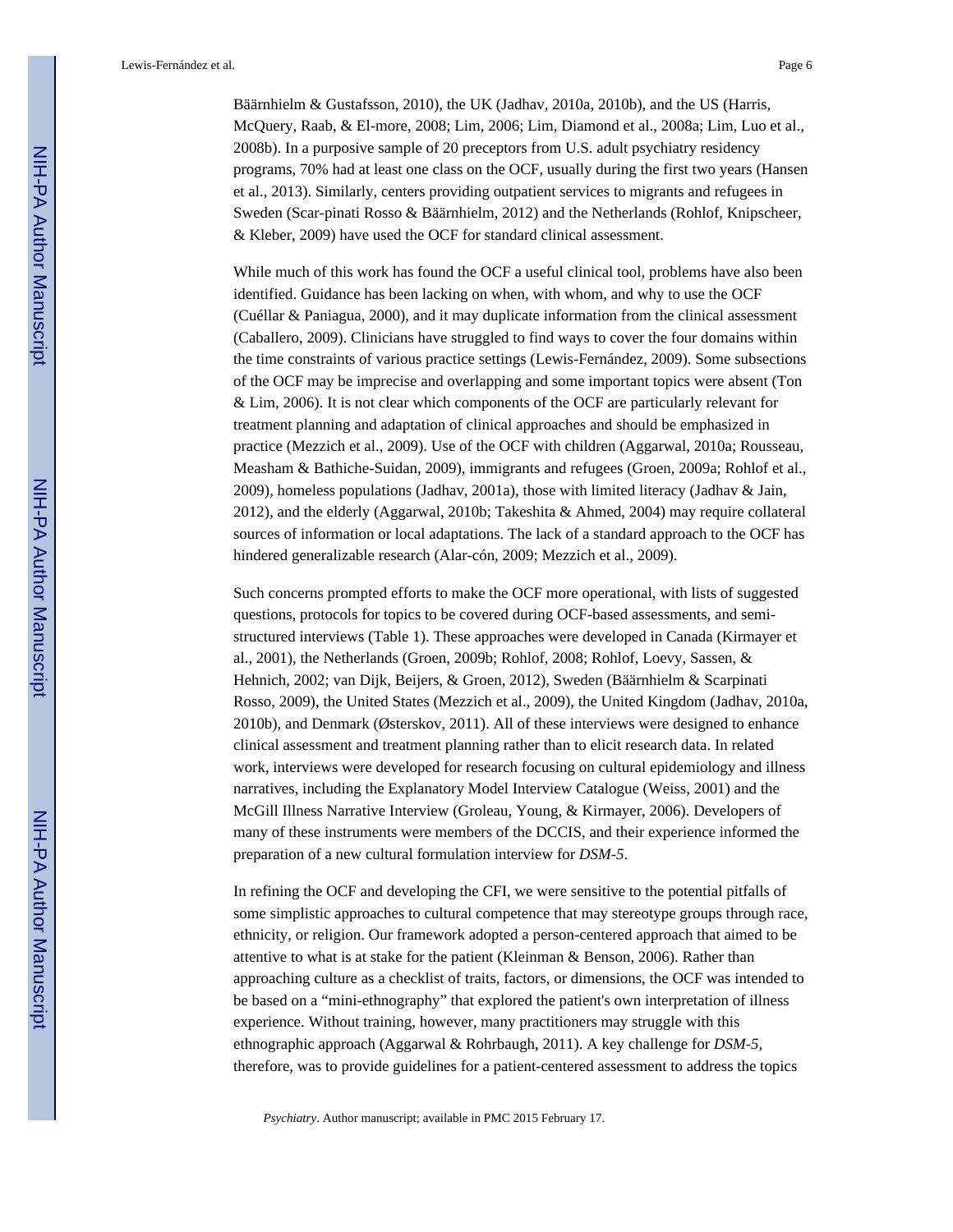Bäärnhielm & Gustafsson, 2010), the UK (Jadhav, 2010a, 2010b), and the US (Harris, McQuery, Raab, & El-more, 2008; Lim, 2006; Lim, Diamond et al., 2008a; Lim, Luo et al., 2008b). In a purposive sample of 20 preceptors from U.S. adult psychiatry residency programs, 70% had at least one class on the OCF, usually during the first two years (Hansen et al., 2013). Similarly, centers providing outpatient services to migrants and refugees in Sweden (Scar-pinati Rosso & Bäärnhielm, 2012) and the Netherlands (Rohlof, Knipscheer, & Kleber, 2009) have used the OCF for standard clinical assessment.

While much of this work has found the OCF a useful clinical tool, problems have also been identified. Guidance has been lacking on when, with whom, and why to use the OCF (Cuéllar & Paniagua, 2000), and it may duplicate information from the clinical assessment (Caballero, 2009). Clinicians have struggled to find ways to cover the four domains within the time constraints of various practice settings (Lewis-Fernández, 2009). Some subsections of the OCF may be imprecise and overlapping and some important topics were absent (Ton & Lim, 2006). It is not clear which components of the OCF are particularly relevant for treatment planning and adaptation of clinical approaches and should be emphasized in practice (Mezzich et al., 2009). Use of the OCF with children (Aggarwal, 2010a; Rousseau, Measham & Bathiche-Suidan, 2009), immigrants and refugees (Groen, 2009a; Rohlof et al., 2009), homeless populations (Jadhav, 2001a), those with limited literacy (Jadhav & Jain, 2012), and the elderly (Aggarwal, 2010b; Takeshita & Ahmed, 2004) may require collateral sources of information or local adaptations. The lack of a standard approach to the OCF has hindered generalizable research (Alar-cón, 2009; Mezzich et al., 2009).

Such concerns prompted efforts to make the OCF more operational, with lists of suggested questions, protocols for topics to be covered during OCF-based assessments, and semi-structured interviews (Table 1). These approaches were developed in Canada (Kirmayer et al., 2001), the Netherlands (Groen, 2009b; Rohlof, 2008; Rohlof, Loevy, Sassen, & Hehnich, 2002; van Dijk, Beijers, & Groen, 2012), Sweden (Bäärnhielm & Scarpinati Rosso, 2009), the United States (Mezzich et al., 2009), the United Kingdom (Jadhav, 2010a, 2010b), and Denmark (Østerskov, 2011). All of these interviews were designed to enhance clinical assessment and treatment planning rather than to elicit research data. In related work, interviews were developed for research focusing on cultural epidemiology and illness narratives, including the Explanatory Model Interview Catalogue (Weiss, 2001) and the McGill Illness Narrative Interview (Groleau, Young, & Kirmayer, 2006). Developers of many of these instruments were members of the DCCIS, and their experience informed the preparation of a new cultural formulation interview for *DSM-5*.

In refining the OCF and developing the CFI, we were sensitive to the potential pitfalls of some simplistic approaches to cultural competence that may stereotype groups through race, ethnicity, or religion. Our framework adopted a person-centered approach that aimed to be attentive to what is at stake for the patient (Kleinman & Benson, 2006). Rather than approaching culture as a checklist of traits, factors, or dimensions, the OCF was intended to be based on a "mini-ethnography" that explored the patient's own interpretation of illness experience. Without training, however, many practitioners may struggle with this ethnographic approach (Aggarwal & Rohrbaugh, 2011). A key challenge for *DSM-5*, therefore, was to provide guidelines for a patient-centered assessment to address the topics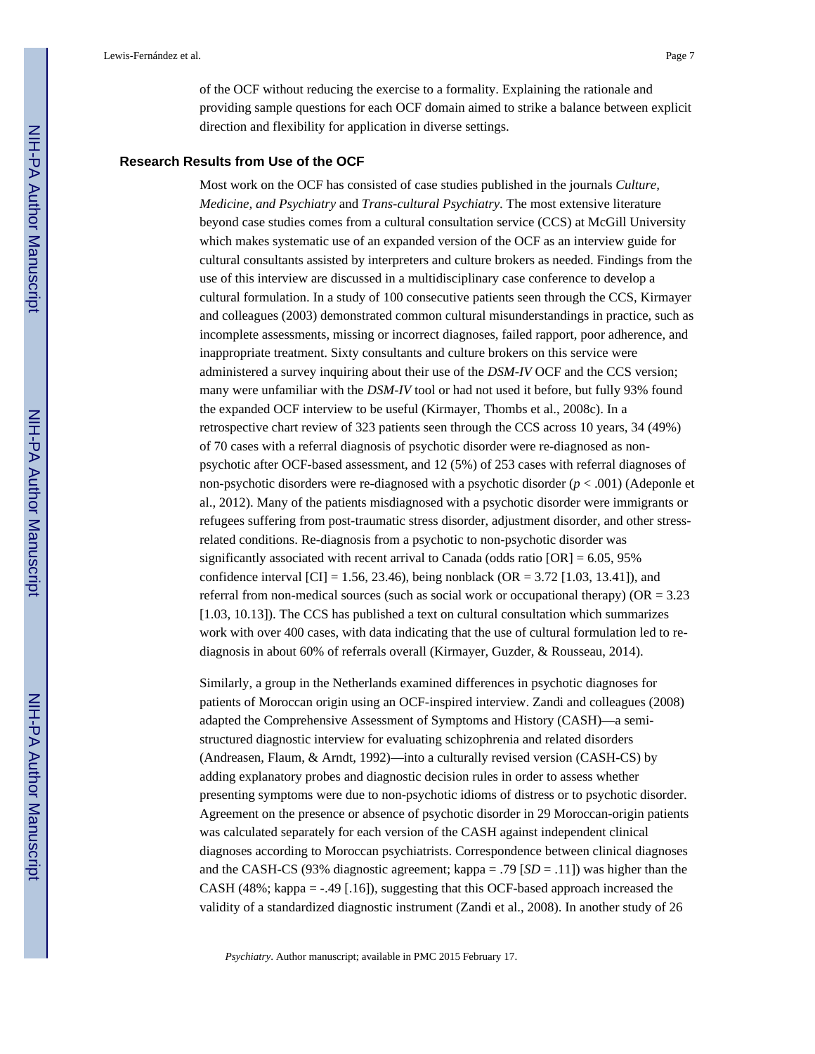of the OCF without reducing the exercise to a formality. Explaining the rationale and providing sample questions for each OCF domain aimed to strike a balance between explicit direction and flexibility for application in diverse settings.

## Research Results from Use of the OCF

Most work on the OCF has consisted of case studies published in the journals *Culture, Medicine, and Psychiatry* and *Trans-cultural Psychiatry*. The most extensive literature beyond case studies comes from a cultural consultation service (CCS) at McGill University which makes systematic use of an expanded version of the OCF as an interview guide for cultural consultants assisted by interpreters and culture brokers as needed. Findings from the use of this interview are discussed in a multidisciplinary case conference to develop a cultural formulation. In a study of 100 consecutive patients seen through the CCS, Kirmayer and colleagues (2003) demonstrated common cultural misunderstandings in practice, such as incomplete assessments, missing or incorrect diagnoses, failed rapport, poor adherence, and inappropriate treatment. Sixty consultants and culture brokers on this service were administered a survey inquiring about their use of the *DSM-IV* OCF and the CCS version; many were unfamiliar with the *DSM-IV* tool or had not used it before, but fully 93% found the expanded OCF interview to be useful (Kirmayer, Thombs et al., 2008c). In a retrospective chart review of 323 patients seen through the CCS across 10 years, 34 (49%) of 70 cases with a referral diagnosis of psychotic disorder were re-diagnosed as non-psychotic after OCF-based assessment, and 12 (5%) of 253 cases with referral diagnoses of non-psychotic disorders were re-diagnosed with a psychotic disorder ($p < .001$) (Adeponle et al., 2012). Many of the patients misdiagnosed with a psychotic disorder were immigrants or refugees suffering from post-traumatic stress disorder, adjustment disorder, and other stress-related conditions. Re-diagnosis from a psychotic to non-psychotic disorder was significantly associated with recent arrival to Canada (odds ratio [OR] = 6.05, 95% confidence interval [CI] = 1.56, 23.46), being nonblack (OR = 3.72 [1.03, 13.41]), and referral from non-medical sources (such as social work or occupational therapy) (OR = 3.23 [1.03, 10.13]). The CCS has published a text on cultural consultation which summarizes work with over 400 cases, with data indicating that the use of cultural formulation led to re-diagnosis in about 60% of referrals overall (Kirmayer, Guzder, & Rousseau, 2014).

Similarly, a group in the Netherlands examined differences in psychotic diagnoses for patients of Moroccan origin using an OCF-inspired interview. Zandi and colleagues (2008) adapted the Comprehensive Assessment of Symptoms and History (CASH)—a semi-structured diagnostic interview for evaluating schizophrenia and related disorders (Andreasen, Flaum, & Arndt, 1992)—into a culturally revised version (CASH-CS) by adding explanatory probes and diagnostic decision rules in order to assess whether presenting symptoms were due to non-psychotic idioms of distress or to psychotic disorder. Agreement on the presence or absence of psychotic disorder in 29 Moroccan-origin patients was calculated separately for each version of the CASH against independent clinical diagnoses according to Moroccan psychiatrists. Correspondence between clinical diagnoses and the CASH-CS (93% diagnostic agreement; kappa = .79 [*SD* = .11]) was higher than the CASH (48%; kappa = -.49 [.16]), suggesting that this OCF-based approach increased the validity of a standardized diagnostic instrument (Zandi et al., 2008). In another study of 26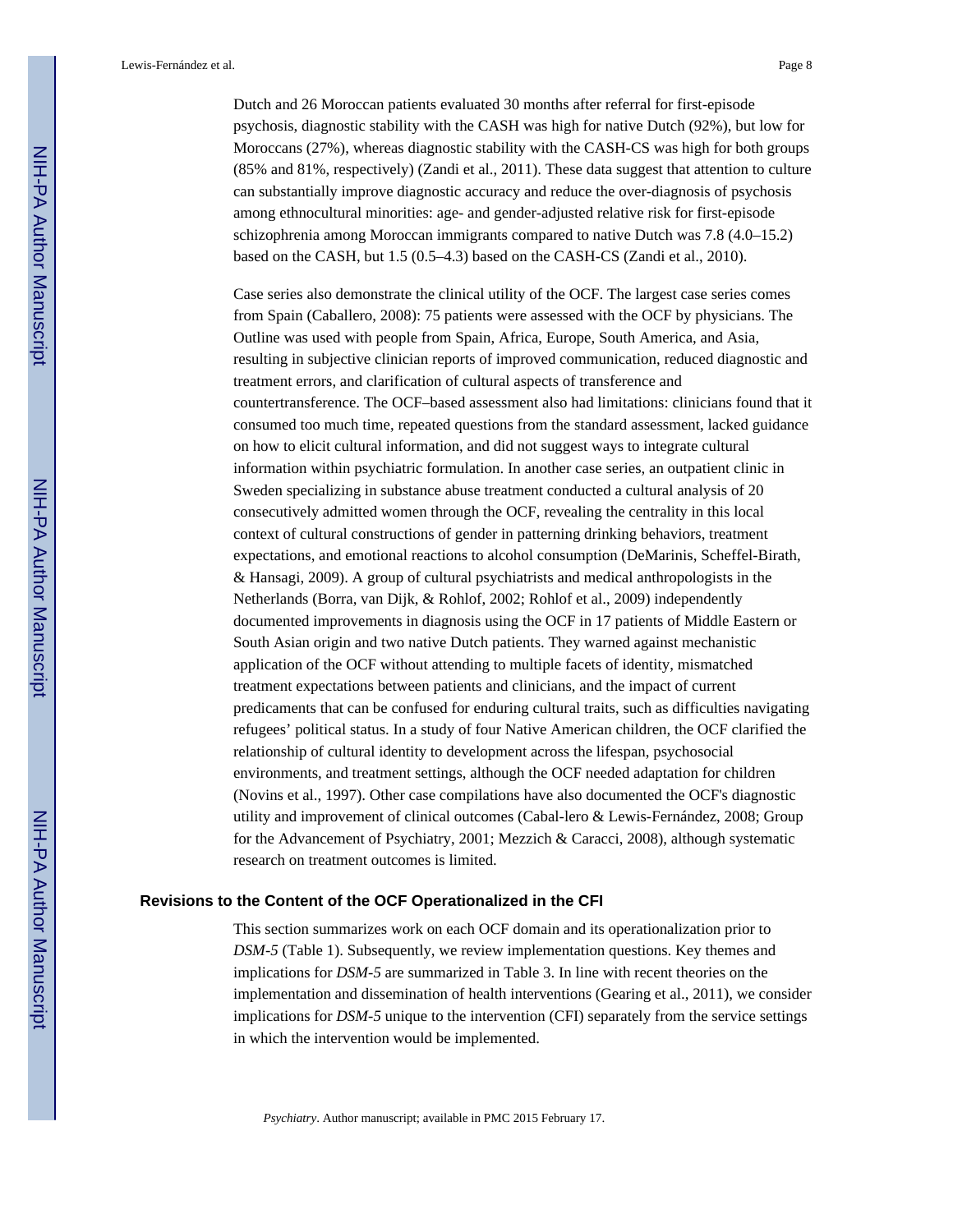Dutch and 26 Moroccan patients evaluated 30 months after referral for first-episode psychosis, diagnostic stability with the CASH was high for native Dutch (92%), but low for Moroccans (27%), whereas diagnostic stability with the CASH-CS was high for both groups (85% and 81%, respectively) (Zandi et al., 2011). These data suggest that attention to culture can substantially improve diagnostic accuracy and reduce the over-diagnosis of psychosis among ethnocultural minorities: age- and gender-adjusted relative risk for first-episode schizophrenia among Moroccan immigrants compared to native Dutch was 7.8 (4.0–15.2) based on the CASH, but 1.5 (0.5–4.3) based on the CASH-CS (Zandi et al., 2010).

Case series also demonstrate the clinical utility of the OCF. The largest case series comes from Spain (Caballero, 2008): 75 patients were assessed with the OCF by physicians. The Outline was used with people from Spain, Africa, Europe, South America, and Asia, resulting in subjective clinician reports of improved communication, reduced diagnostic and treatment errors, and clarification of cultural aspects of transference and countertransference. The OCF–based assessment also had limitations: clinicians found that it consumed too much time, repeated questions from the standard assessment, lacked guidance on how to elicit cultural information, and did not suggest ways to integrate cultural information within psychiatric formulation. In another case series, an outpatient clinic in Sweden specializing in substance abuse treatment conducted a cultural analysis of 20 consecutively admitted women through the OCF, revealing the centrality in this local context of cultural constructions of gender in patterning drinking behaviors, treatment expectations, and emotional reactions to alcohol consumption (DeMarinis, Scheffel-Birath, & Hansagi, 2009). A group of cultural psychiatrists and medical anthropologists in the Netherlands (Borra, van Dijk, & Rohlof, 2002; Rohlof et al., 2009) independently documented improvements in diagnosis using the OCF in 17 patients of Middle Eastern or South Asian origin and two native Dutch patients. They warned against mechanistic application of the OCF without attending to multiple facets of identity, mismatched treatment expectations between patients and clinicians, and the impact of current predicaments that can be confused for enduring cultural traits, such as difficulties navigating refugees' political status. In a study of four Native American children, the OCF clarified the relationship of cultural identity to development across the lifespan, psychosocial environments, and treatment settings, although the OCF needed adaptation for children (Novins et al., 1997). Other case compilations have also documented the OCF's diagnostic utility and improvement of clinical outcomes (Cabal-lero & Lewis-Fernández, 2008; Group for the Advancement of Psychiatry, 2001; Mezzich & Caracci, 2008), although systematic research on treatment outcomes is limited.

## Revisions to the Content of the OCF Operationalized in the CFI

This section summarizes work on each OCF domain and its operationalization prior to *DSM-5* (Table 1). Subsequently, we review implementation questions. Key themes and implications for *DSM-5* are summarized in Table 3. In line with recent theories on the implementation and dissemination of health interventions (Gearing et al., 2011), we consider implications for *DSM-5* unique to the intervention (CFI) separately from the service settings in which the intervention would be implemented.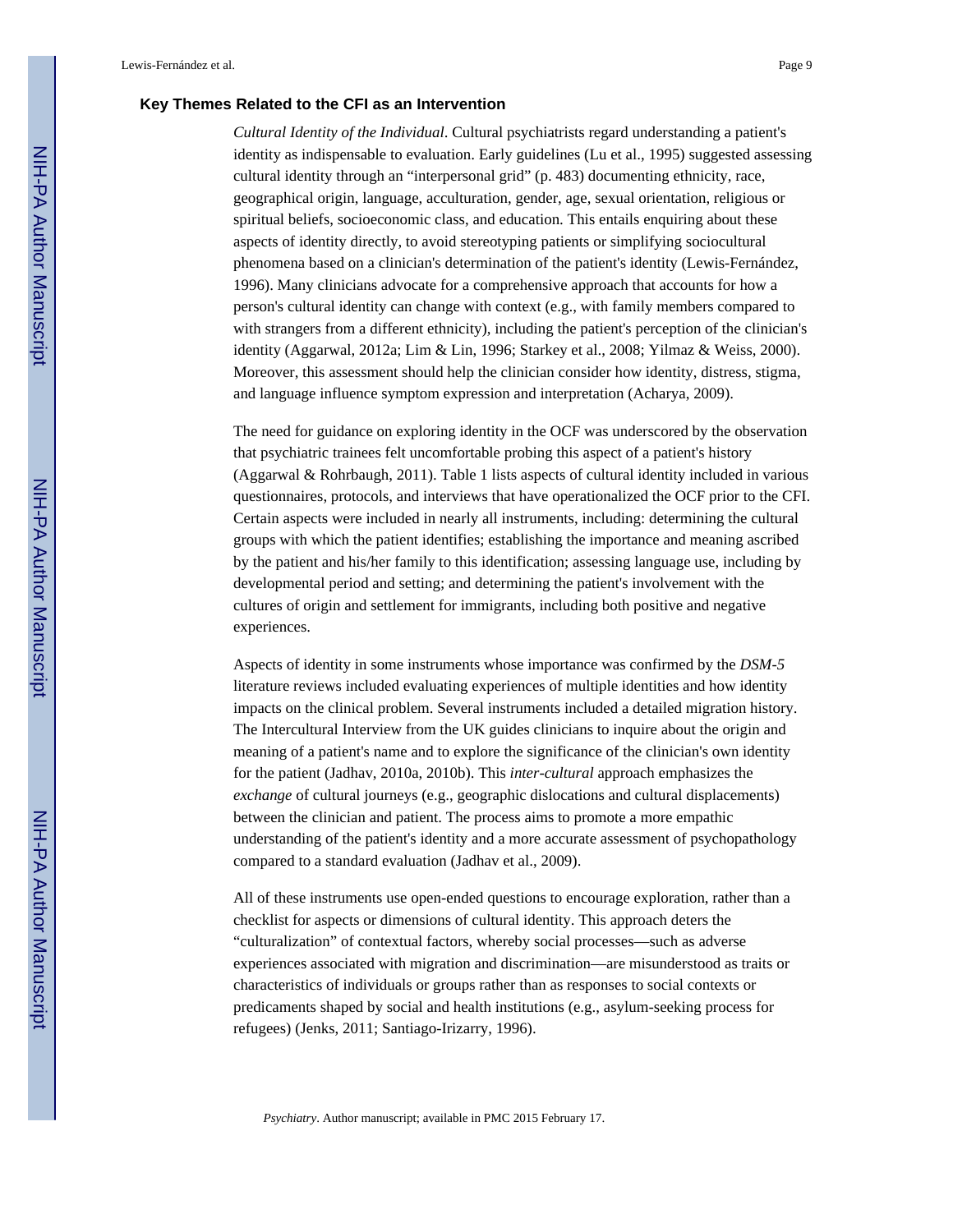### Key Themes Related to the CFI as an Intervention

*Cultural Identity of the Individual*. Cultural psychiatrists regard understanding a patient's identity as indispensable to evaluation. Early guidelines (Lu et al., 1995) suggested assessing cultural identity through an "interpersonal grid" (p. 483) documenting ethnicity, race, geographical origin, language, acculturation, gender, age, sexual orientation, religious or spiritual beliefs, socioeconomic class, and education. This entails enquiring about these aspects of identity directly, to avoid stereotyping patients or simplifying sociocultural phenomena based on a clinician's determination of the patient's identity (Lewis-Fernández, 1996). Many clinicians advocate for a comprehensive approach that accounts for how a person's cultural identity can change with context (e.g., with family members compared to with strangers from a different ethnicity), including the patient's perception of the clinician's identity (Aggarwal, 2012a; Lim & Lin, 1996; Starkey et al., 2008; Yilmaz & Weiss, 2000). Moreover, this assessment should help the clinician consider how identity, distress, stigma, and language influence symptom expression and interpretation (Acharya, 2009).

The need for guidance on exploring identity in the OCF was underscored by the observation that psychiatric trainees felt uncomfortable probing this aspect of a patient's history (Aggarwal & Rohrbaugh, 2011). Table 1 lists aspects of cultural identity included in various questionnaires, protocols, and interviews that have operationalized the OCF prior to the CFI. Certain aspects were included in nearly all instruments, including: determining the cultural groups with which the patient identifies; establishing the importance and meaning ascribed by the patient and his/her family to this identification; assessing language use, including by developmental period and setting; and determining the patient's involvement with the cultures of origin and settlement for immigrants, including both positive and negative experiences.

Aspects of identity in some instruments whose importance was confirmed by the *DSM-5* literature reviews included evaluating experiences of multiple identities and how identity impacts on the clinical problem. Several instruments included a detailed migration history. The Intercultural Interview from the UK guides clinicians to inquire about the origin and meaning of a patient's name and to explore the significance of the clinician's own identity for the patient (Jadhav, 2010a, 2010b). This *inter-cultural* approach emphasizes the *exchange* of cultural journeys (e.g., geographic dislocations and cultural displacements) between the clinician and patient. The process aims to promote a more empathic understanding of the patient's identity and a more accurate assessment of psychopathology compared to a standard evaluation (Jadhav et al., 2009).

All of these instruments use open-ended questions to encourage exploration, rather than a checklist for aspects or dimensions of cultural identity. This approach deters the "culturalization" of contextual factors, whereby social processes—such as adverse experiences associated with migration and discrimination—are misunderstood as traits or characteristics of individuals or groups rather than as responses to social contexts or predicaments shaped by social and health institutions (e.g., asylum-seeking process for refugees) (Jenks, 2011; Santiago-Irizarry, 1996).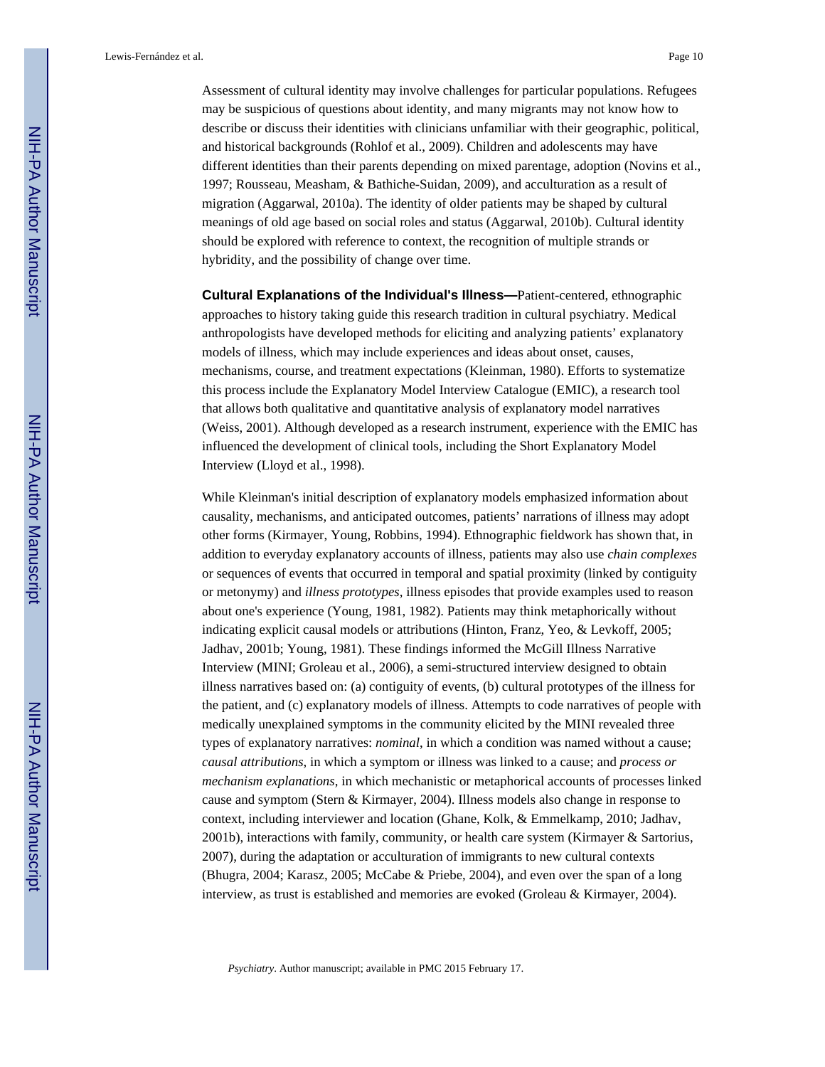Assessment of cultural identity may involve challenges for particular populations. Refugees may be suspicious of questions about identity, and many migrants may not know how to describe or discuss their identities with clinicians unfamiliar with their geographic, political, and historical backgrounds (Rohlof et al., 2009). Children and adolescents may have different identities than their parents depending on mixed parentage, adoption (Novins et al., 1997; Rousseau, Measham, & Bathiche-Suidan, 2009), and acculturation as a result of migration (Aggarwal, 2010a). The identity of older patients may be shaped by cultural meanings of old age based on social roles and status (Aggarwal, 2010b). Cultural identity should be explored with reference to context, the recognition of multiple strands or hybridity, and the possibility of change over time.

**Cultural Explanations of the Individual's Illness—**Patient-centered, ethnographic approaches to history taking guide this research tradition in cultural psychiatry. Medical anthropologists have developed methods for eliciting and analyzing patients' explanatory models of illness, which may include experiences and ideas about onset, causes, mechanisms, course, and treatment expectations (Kleinman, 1980). Efforts to systematize this process include the Explanatory Model Interview Catalogue (EMIC), a research tool that allows both qualitative and quantitative analysis of explanatory model narratives (Weiss, 2001). Although developed as a research instrument, experience with the EMIC has influenced the development of clinical tools, including the Short Explanatory Model Interview (Lloyd et al., 1998).

While Kleinman's initial description of explanatory models emphasized information about causality, mechanisms, and anticipated outcomes, patients' narrations of illness may adopt other forms (Kirmayer, Young, Robbins, 1994). Ethnographic fieldwork has shown that, in addition to everyday explanatory accounts of illness, patients may also use *chain complexes* or sequences of events that occurred in temporal and spatial proximity (linked by contiguity or metonymy) and *illness prototypes*, illness episodes that provide examples used to reason about one's experience (Young, 1981, 1982). Patients may think metaphorically without indicating explicit causal models or attributions (Hinton, Franz, Yeo, & Levkoff, 2005; Jadhav, 2001b; Young, 1981). These findings informed the McGill Illness Narrative Interview (MINI; Groleau et al., 2006), a semi-structured interview designed to obtain illness narratives based on: (a) contiguity of events, (b) cultural prototypes of the illness for the patient, and (c) explanatory models of illness. Attempts to code narratives of people with medically unexplained symptoms in the community elicited by the MINI revealed three types of explanatory narratives: *nominal*, in which a condition was named without a cause; *causal attributions*, in which a symptom or illness was linked to a cause; and *process or mechanism explanations*, in which mechanistic or metaphorical accounts of processes linked cause and symptom (Stern & Kirmayer, 2004). Illness models also change in response to context, including interviewer and location (Ghane, Kolk, & Emmelkamp, 2010; Jadhav, 2001b), interactions with family, community, or health care system (Kirmayer & Sartorius, 2007), during the adaptation or acculturation of immigrants to new cultural contexts (Bhugra, 2004; Karasz, 2005; McCabe & Priebe, 2004), and even over the span of a long interview, as trust is established and memories are evoked (Groleau & Kirmayer, 2004).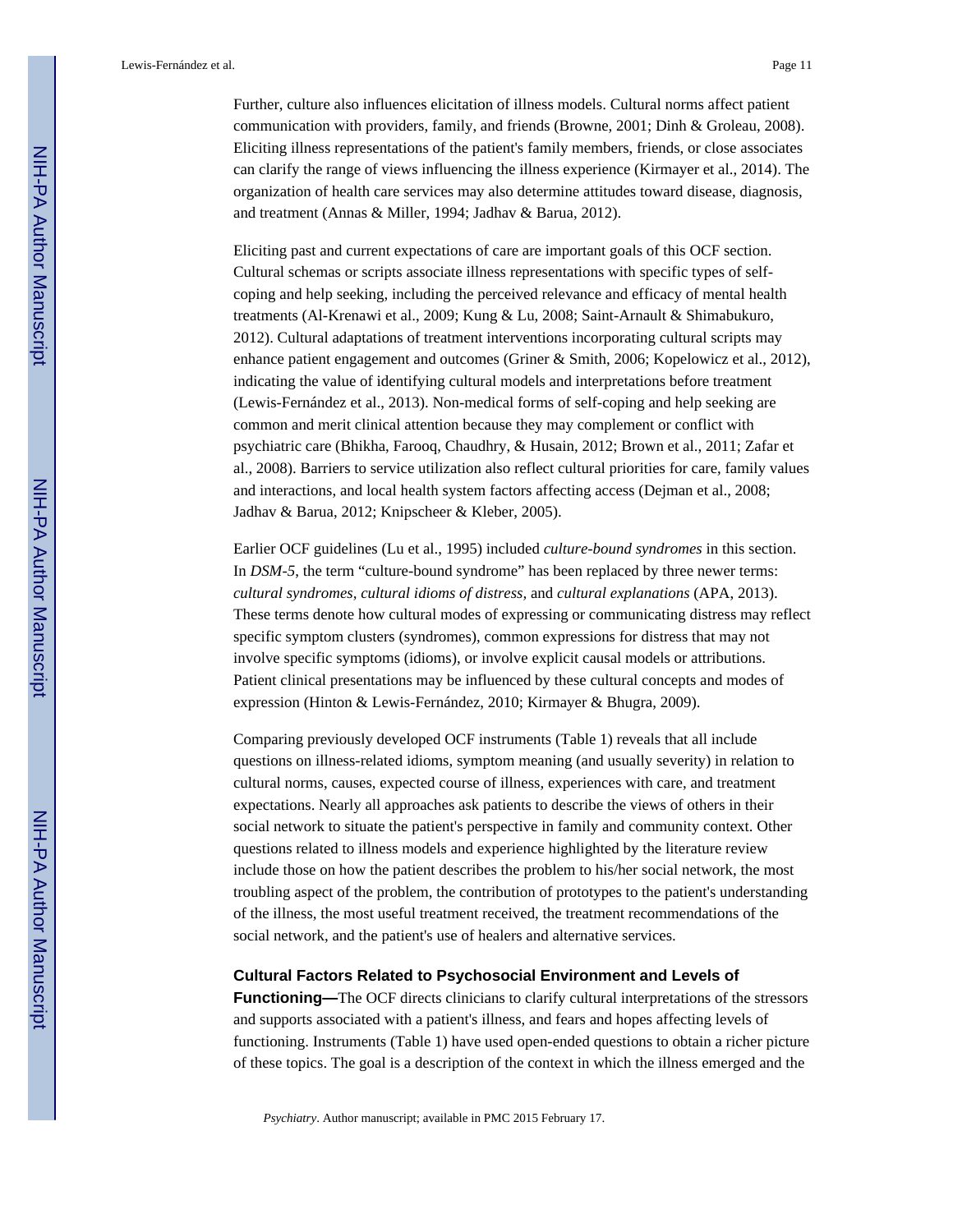Further, culture also influences elicitation of illness models. Cultural norms affect patient communication with providers, family, and friends (Browne, 2001; Dinh & Groleau, 2008). Eliciting illness representations of the patient's family members, friends, or close associates can clarify the range of views influencing the illness experience (Kirmayer et al., 2014). The organization of health care services may also determine attitudes toward disease, diagnosis, and treatment (Annas & Miller, 1994; Jadhav & Barua, 2012).

Eliciting past and current expectations of care are important goals of this OCF section. Cultural schemas or scripts associate illness representations with specific types of self-coping and help seeking, including the perceived relevance and efficacy of mental health treatments (Al-Krenawi et al., 2009; Kung & Lu, 2008; Saint-Arnault & Shimabukuro, 2012). Cultural adaptations of treatment interventions incorporating cultural scripts may enhance patient engagement and outcomes (Griner & Smith, 2006; Kopelowicz et al., 2012), indicating the value of identifying cultural models and interpretations before treatment (Lewis-Fernández et al., 2013). Non-medical forms of self-coping and help seeking are common and merit clinical attention because they may complement or conflict with psychiatric care (Bhikha, Farooq, Chaudhry, & Husain, 2012; Brown et al., 2011; Zafar et al., 2008). Barriers to service utilization also reflect cultural priorities for care, family values and interactions, and local health system factors affecting access (Dejman et al., 2008; Jadhav & Barua, 2012; Knipscheer & Kleber, 2005).

Earlier OCF guidelines (Lu et al., 1995) included *culture-bound syndromes* in this section. In *DSM-5*, the term "culture-bound syndrome" has been replaced by three newer terms: *cultural syndromes*, *cultural idioms of distress*, and *cultural explanations* (APA, 2013). These terms denote how cultural modes of expressing or communicating distress may reflect specific symptom clusters (syndromes), common expressions for distress that may not involve specific symptoms (idioms), or involve explicit causal models or attributions. Patient clinical presentations may be influenced by these cultural concepts and modes of expression (Hinton & Lewis-Fernández, 2010; Kirmayer & Bhugra, 2009).

Comparing previously developed OCF instruments (Table 1) reveals that all include questions on illness-related idioms, symptom meaning (and usually severity) in relation to cultural norms, causes, expected course of illness, experiences with care, and treatment expectations. Nearly all approaches ask patients to describe the views of others in their social network to situate the patient's perspective in family and community context. Other questions related to illness models and experience highlighted by the literature review include those on how the patient describes the problem to his/her social network, the most troubling aspect of the problem, the contribution of prototypes to the patient's understanding of the illness, the most useful treatment received, the treatment recommendations of the social network, and the patient's use of healers and alternative services.

**Cultural Factors Related to Psychosocial Environment and Levels of Functioning—**The OCF directs clinicians to clarify cultural interpretations of the stressors and supports associated with a patient's illness, and fears and hopes affecting levels of functioning. Instruments (Table 1) have used open-ended questions to obtain a richer picture of these topics. The goal is a description of the context in which the illness emerged and the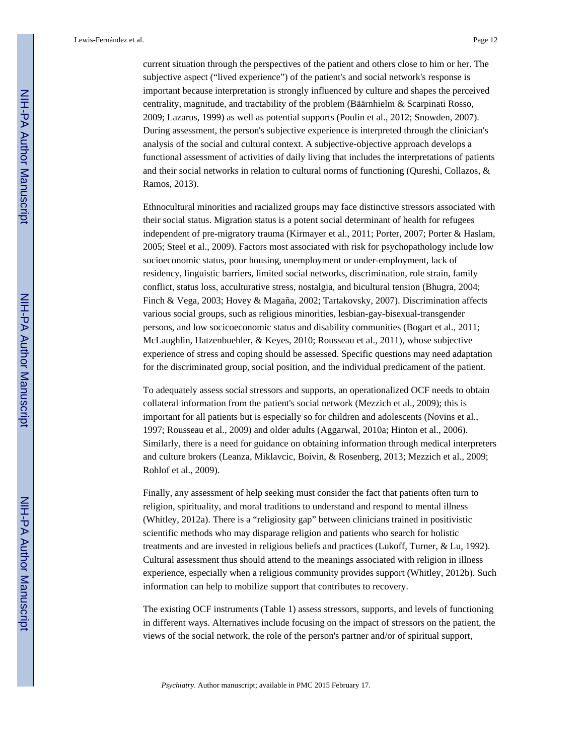current situation through the perspectives of the patient and others close to him or her. The subjective aspect ("lived experience") of the patient's and social network's response is important because interpretation is strongly influenced by culture and shapes the perceived centrality, magnitude, and tractability of the problem (Bäärnhielm & Scarpinati Rosso, 2009; Lazarus, 1999) as well as potential supports (Poulin et al., 2012; Snowden, 2007). During assessment, the person's subjective experience is interpreted through the clinician's analysis of the social and cultural context. A subjective-objective approach develops a functional assessment of activities of daily living that includes the interpretations of patients and their social networks in relation to cultural norms of functioning (Qureshi, Collazos, & Ramos, 2013).

Ethnocultural minorities and racialized groups may face distinctive stressors associated with their social status. Migration status is a potent social determinant of health for refugees independent of pre-migratory trauma (Kirmayer et al., 2011; Porter, 2007; Porter & Haslam, 2005; Steel et al., 2009). Factors most associated with risk for psychopathology include low socioeconomic status, poor housing, unemployment or under-employment, lack of residency, linguistic barriers, limited social networks, discrimination, role strain, family conflict, status loss, acculturative stress, nostalgia, and bicultural tension (Bhugra, 2004; Finch & Vega, 2003; Hovey & Magaña, 2002; Tartakovsky, 2007). Discrimination affects various social groups, such as religious minorities, lesbian-gay-bisexual-transgender persons, and low socicoeconomic status and disability communities (Bogart et al., 2011; McLaughlin, Hatzenbuehler, & Keyes, 2010; Rousseau et al., 2011), whose subjective experience of stress and coping should be assessed. Specific questions may need adaptation for the discriminated group, social position, and the individual predicament of the patient.

To adequately assess social stressors and supports, an operationalized OCF needs to obtain collateral information from the patient's social network (Mezzich et al., 2009); this is important for all patients but is especially so for children and adolescents (Novins et al., 1997; Rousseau et al., 2009) and older adults (Aggarwal, 2010a; Hinton et al., 2006). Similarly, there is a need for guidance on obtaining information through medical interpreters and culture brokers (Leanza, Miklavcic, Boivin, & Rosenberg, 2013; Mezzich et al., 2009; Rohlof et al., 2009).

Finally, any assessment of help seeking must consider the fact that patients often turn to religion, spirituality, and moral traditions to understand and respond to mental illness (Whitley, 2012a). There is a "religiosity gap" between clinicians trained in positivistic scientific methods who may disparage religion and patients who search for holistic treatments and are invested in religious beliefs and practices (Lukoff, Turner, & Lu, 1992). Cultural assessment thus should attend to the meanings associated with religion in illness experience, especially when a religious community provides support (Whitley, 2012b). Such information can help to mobilize support that contributes to recovery.

The existing OCF instruments (Table 1) assess stressors, supports, and levels of functioning in different ways. Alternatives include focusing on the impact of stressors on the patient, the views of the social network, the role of the person's partner and/or of spiritual support,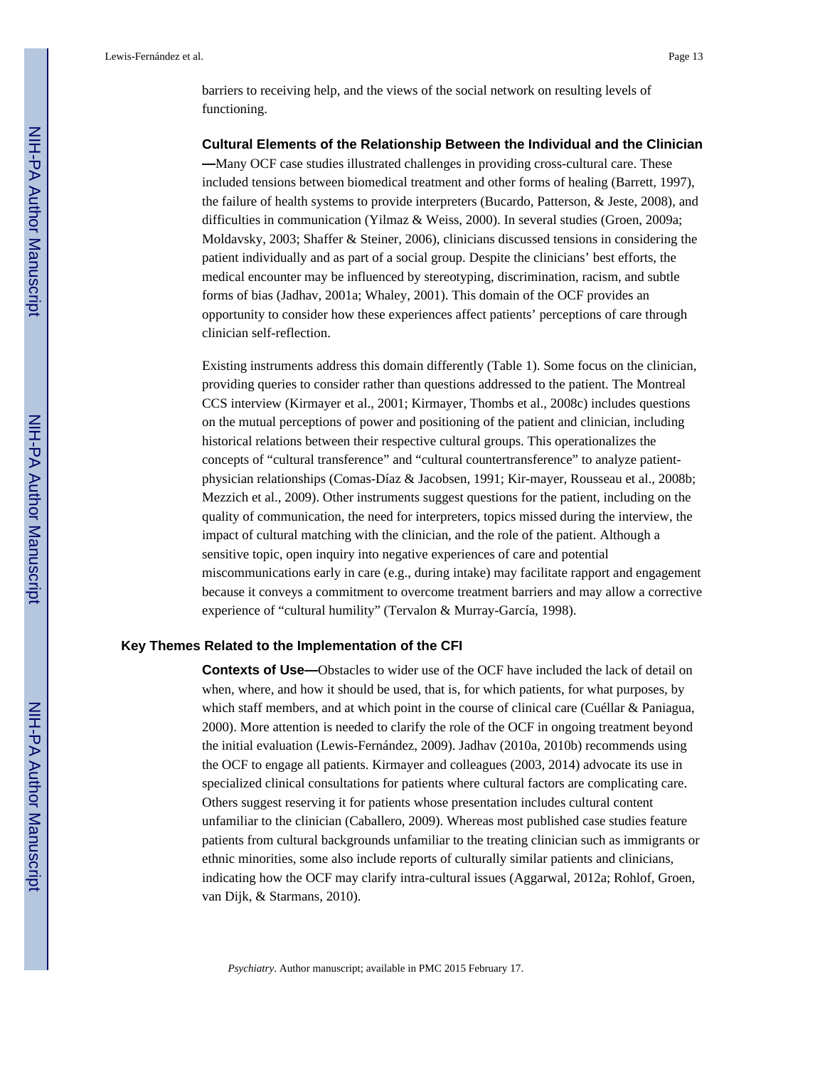barriers to receiving help, and the views of the social network on resulting levels of functioning.

#### Cultural Elements of the Relationship Between the Individual and the Clinician

**—**Many OCF case studies illustrated challenges in providing cross-cultural care. These included tensions between biomedical treatment and other forms of healing (Barrett, 1997), the failure of health systems to provide interpreters (Bucardo, Patterson, & Jeste, 2008), and difficulties in communication (Yilmaz & Weiss, 2000). In several studies (Groen, 2009a; Moldavsky, 2003; Shaffer & Steiner, 2006), clinicians discussed tensions in considering the patient individually and as part of a social group. Despite the clinicians' best efforts, the medical encounter may be influenced by stereotyping, discrimination, racism, and subtle forms of bias (Jadhav, 2001a; Whaley, 2001). This domain of the OCF provides an opportunity to consider how these experiences affect patients' perceptions of care through clinician self-reflection.

Existing instruments address this domain differently (Table 1). Some focus on the clinician, providing queries to consider rather than questions addressed to the patient. The Montreal CCS interview (Kirmayer et al., 2001; Kirmayer, Thombs et al., 2008c) includes questions on the mutual perceptions of power and positioning of the patient and clinician, including historical relations between their respective cultural groups. This operationalizes the concepts of "cultural transference" and "cultural countertransference" to analyze patient-physician relationships (Comas-Díaz & Jacobsen, 1991; Kir-mayer, Rousseau et al., 2008b; Mezzich et al., 2009). Other instruments suggest questions for the patient, including on the quality of communication, the need for interpreters, topics missed during the interview, the impact of cultural matching with the clinician, and the role of the patient. Although a sensitive topic, open inquiry into negative experiences of care and potential miscommunications early in care (e.g., during intake) may facilitate rapport and engagement because it conveys a commitment to overcome treatment barriers and may allow a corrective experience of "cultural humility" (Tervalon & Murray-García, 1998).

### Key Themes Related to the Implementation of the CFI

**Contexts of Use—**Obstacles to wider use of the OCF have included the lack of detail on when, where, and how it should be used, that is, for which patients, for what purposes, by which staff members, and at which point in the course of clinical care (Cuéllar & Paniagua, 2000). More attention is needed to clarify the role of the OCF in ongoing treatment beyond the initial evaluation (Lewis-Fernández, 2009). Jadhav (2010a, 2010b) recommends using the OCF to engage all patients. Kirmayer and colleagues (2003, 2014) advocate its use in specialized clinical consultations for patients where cultural factors are complicating care. Others suggest reserving it for patients whose presentation includes cultural content unfamiliar to the clinician (Caballero, 2009). Whereas most published case studies feature patients from cultural backgrounds unfamiliar to the treating clinician such as immigrants or ethnic minorities, some also include reports of culturally similar patients and clinicians, indicating how the OCF may clarify intra-cultural issues (Aggarwal, 2012a; Rohlof, Groen, van Dijk, & Starmans, 2010).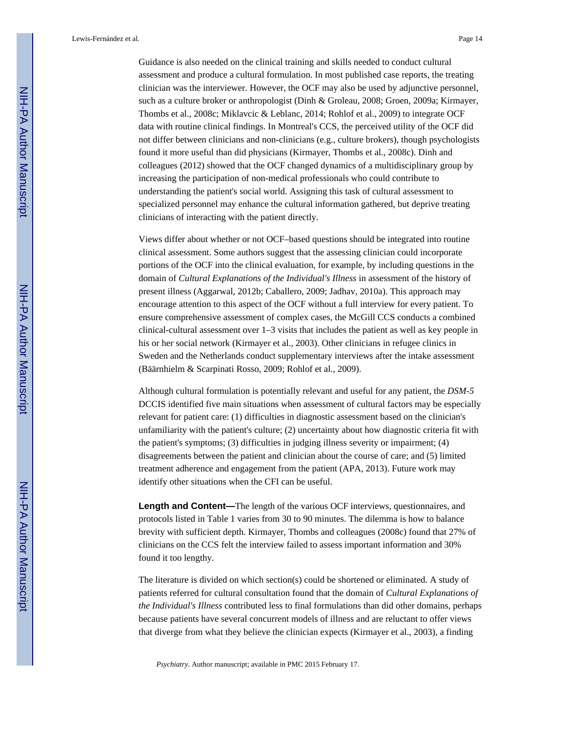Guidance is also needed on the clinical training and skills needed to conduct cultural assessment and produce a cultural formulation. In most published case reports, the treating clinician was the interviewer. However, the OCF may also be used by adjunctive personnel, such as a culture broker or anthropologist (Dinh & Groleau, 2008; Groen, 2009a; Kirmayer, Thombs et al., 2008c; Miklavcic & Leblanc, 2014; Rohlof et al., 2009) to integrate OCF data with routine clinical findings. In Montreal's CCS, the perceived utility of the OCF did not differ between clinicians and non-clinicians (e.g., culture brokers), though psychologists found it more useful than did physicians (Kirmayer, Thombs et al., 2008c). Dinh and colleagues (2012) showed that the OCF changed dynamics of a multidisciplinary group by increasing the participation of non-medical professionals who could contribute to understanding the patient's social world. Assigning this task of cultural assessment to specialized personnel may enhance the cultural information gathered, but deprive treating clinicians of interacting with the patient directly.

Views differ about whether or not OCF–based questions should be integrated into routine clinical assessment. Some authors suggest that the assessing clinician could incorporate portions of the OCF into the clinical evaluation, for example, by including questions in the domain of *Cultural Explanations of the Individual's Illness* in assessment of the history of present illness (Aggarwal, 2012b; Caballero, 2009; Jadhav, 2010a). This approach may encourage attention to this aspect of the OCF without a full interview for every patient. To ensure comprehensive assessment of complex cases, the McGill CCS conducts a combined clinical-cultural assessment over 1–3 visits that includes the patient as well as key people in his or her social network (Kirmayer et al., 2003). Other clinicians in refugee clinics in Sweden and the Netherlands conduct supplementary interviews after the intake assessment (Bäärnhielm & Scarpinati Rosso, 2009; Rohlof et al., 2009).

Although cultural formulation is potentially relevant and useful for any patient, the *DSM-5* DCCIS identified five main situations when assessment of cultural factors may be especially relevant for patient care: (1) difficulties in diagnostic assessment based on the clinician's unfamiliarity with the patient's culture; (2) uncertainty about how diagnostic criteria fit with the patient's symptoms; (3) difficulties in judging illness severity or impairment; (4) disagreements between the patient and clinician about the course of care; and (5) limited treatment adherence and engagement from the patient (APA, 2013). Future work may identify other situations when the CFI can be useful.

**Length and Content—**The length of the various OCF interviews, questionnaires, and protocols listed in Table 1 varies from 30 to 90 minutes. The dilemma is how to balance brevity with sufficient depth. Kirmayer, Thombs and colleagues (2008c) found that 27% of clinicians on the CCS felt the interview failed to assess important information and 30% found it too lengthy.

The literature is divided on which section(s) could be shortened or eliminated. A study of patients referred for cultural consultation found that the domain of *Cultural Explanations of the Individual's Illness* contributed less to final formulations than did other domains, perhaps because patients have several concurrent models of illness and are reluctant to offer views that diverge from what they believe the clinician expects (Kirmayer et al., 2003), a finding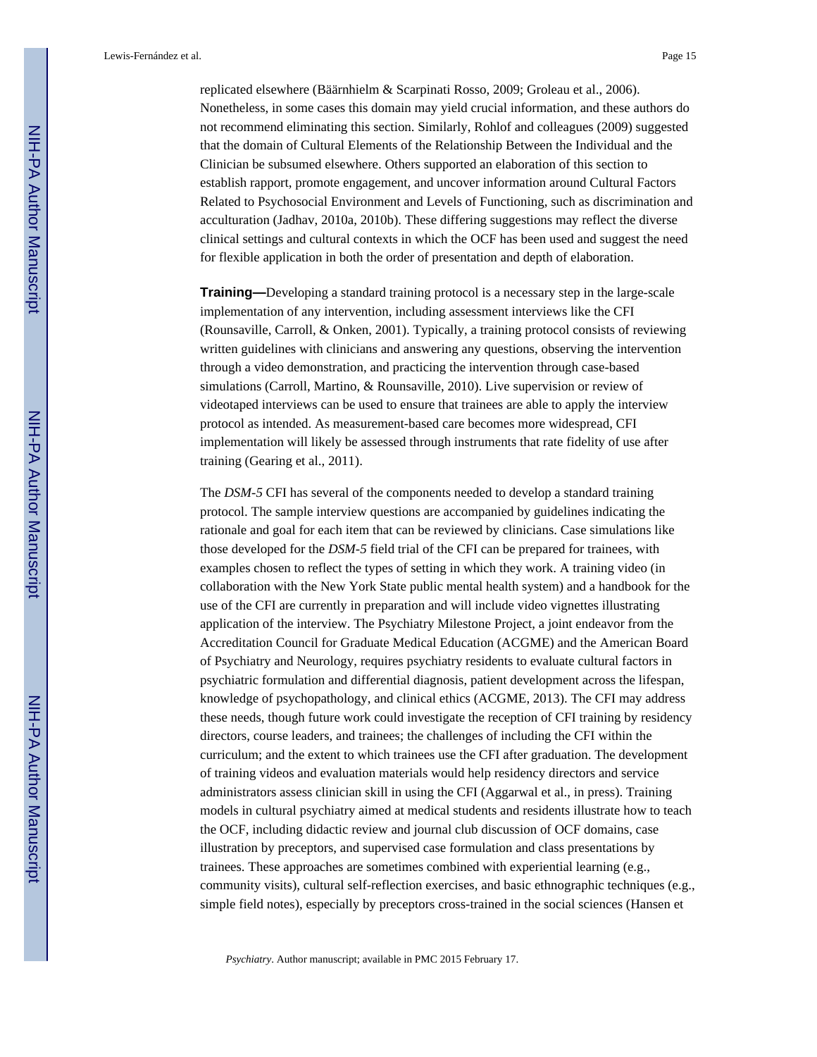replicated elsewhere (Bäärnhielm & Scarpinati Rosso, 2009; Groleau et al., 2006). Nonetheless, in some cases this domain may yield crucial information, and these authors do not recommend eliminating this section. Similarly, Rohlof and colleagues (2009) suggested that the domain of Cultural Elements of the Relationship Between the Individual and the Clinician be subsumed elsewhere. Others supported an elaboration of this section to establish rapport, promote engagement, and uncover information around Cultural Factors Related to Psychosocial Environment and Levels of Functioning, such as discrimination and acculturation (Jadhav, 2010a, 2010b). These differing suggestions may reflect the diverse clinical settings and cultural contexts in which the OCF has been used and suggest the need for flexible application in both the order of presentation and depth of elaboration.

**Training—**Developing a standard training protocol is a necessary step in the large-scale implementation of any intervention, including assessment interviews like the CFI (Rounsaville, Carroll, & Onken, 2001). Typically, a training protocol consists of reviewing written guidelines with clinicians and answering any questions, observing the intervention through a video demonstration, and practicing the intervention through case-based simulations (Carroll, Martino, & Rounsaville, 2010). Live supervision or review of videotaped interviews can be used to ensure that trainees are able to apply the interview protocol as intended. As measurement-based care becomes more widespread, CFI implementation will likely be assessed through instruments that rate fidelity of use after training (Gearing et al., 2011).

The *DSM-5* CFI has several of the components needed to develop a standard training protocol. The sample interview questions are accompanied by guidelines indicating the rationale and goal for each item that can be reviewed by clinicians. Case simulations like those developed for the *DSM-5* field trial of the CFI can be prepared for trainees, with examples chosen to reflect the types of setting in which they work. A training video (in collaboration with the New York State public mental health system) and a handbook for the use of the CFI are currently in preparation and will include video vignettes illustrating application of the interview. The Psychiatry Milestone Project, a joint endeavor from the Accreditation Council for Graduate Medical Education (ACGME) and the American Board of Psychiatry and Neurology, requires psychiatry residents to evaluate cultural factors in psychiatric formulation and differential diagnosis, patient development across the lifespan, knowledge of psychopathology, and clinical ethics (ACGME, 2013). The CFI may address these needs, though future work could investigate the reception of CFI training by residency directors, course leaders, and trainees; the challenges of including the CFI within the curriculum; and the extent to which trainees use the CFI after graduation. The development of training videos and evaluation materials would help residency directors and service administrators assess clinician skill in using the CFI (Aggarwal et al., in press). Training models in cultural psychiatry aimed at medical students and residents illustrate how to teach the OCF, including didactic review and journal club discussion of OCF domains, case illustration by preceptors, and supervised case formulation and class presentations by trainees. These approaches are sometimes combined with experiential learning (e.g., community visits), cultural self-reflection exercises, and basic ethnographic techniques (e.g., simple field notes), especially by preceptors cross-trained in the social sciences (Hansen et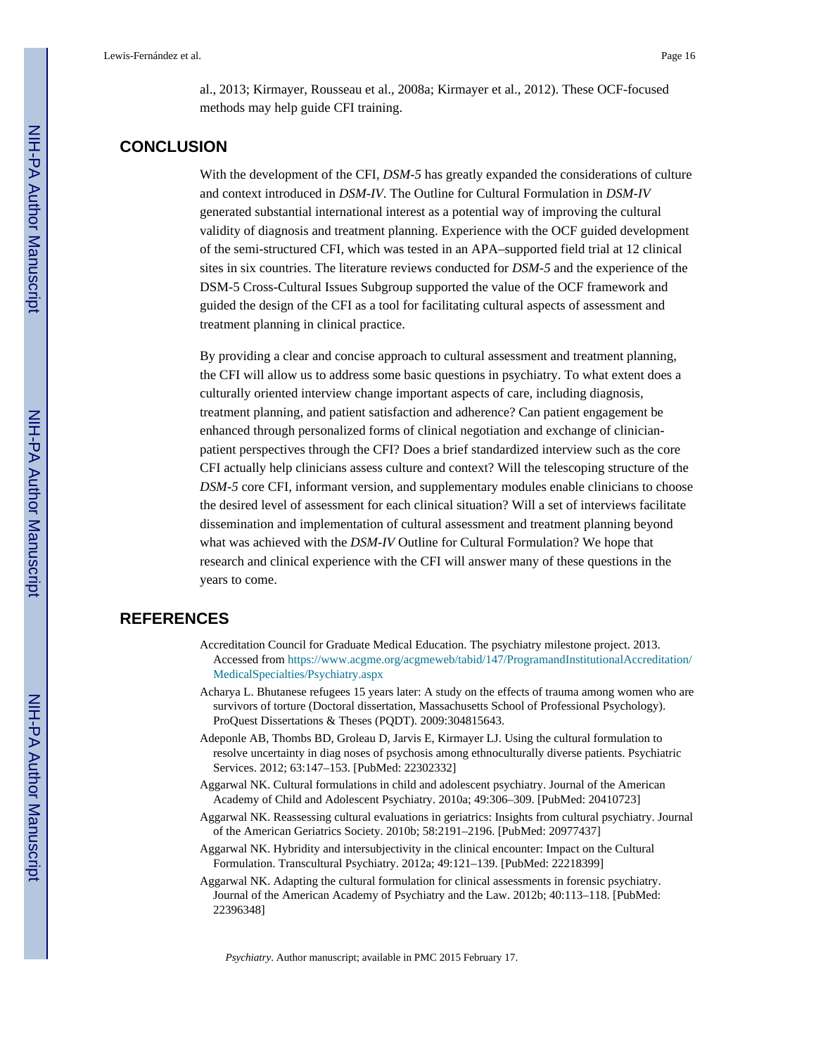al., 2013; Kirmayer, Rousseau et al., 2008a; Kirmayer et al., 2012). These OCF-focused methods may help guide CFI training.

## CONCLUSION

With the development of the CFI, *DSM-5* has greatly expanded the considerations of culture and context introduced in *DSM-IV*. The Outline for Cultural Formulation in *DSM-IV* generated substantial international interest as a potential way of improving the cultural validity of diagnosis and treatment planning. Experience with the OCF guided development of the semi-structured CFI, which was tested in an APA–supported field trial at 12 clinical sites in six countries. The literature reviews conducted for *DSM-5* and the experience of the DSM-5 Cross-Cultural Issues Subgroup supported the value of the OCF framework and guided the design of the CFI as a tool for facilitating cultural aspects of assessment and treatment planning in clinical practice.

By providing a clear and concise approach to cultural assessment and treatment planning, the CFI will allow us to address some basic questions in psychiatry. To what extent does a culturally oriented interview change important aspects of care, including diagnosis, treatment planning, and patient satisfaction and adherence? Can patient engagement be enhanced through personalized forms of clinical negotiation and exchange of clinician-patient perspectives through the CFI? Does a brief standardized interview such as the core CFI actually help clinicians assess culture and context? Will the telescoping structure of the *DSM-5* core CFI, informant version, and supplementary modules enable clinicians to choose the desired level of assessment for each clinical situation? Will a set of interviews facilitate dissemination and implementation of cultural assessment and treatment planning beyond what was achieved with the *DSM-IV* Outline for Cultural Formulation? We hope that research and clinical experience with the CFI will answer many of these questions in the years to come.

## REFERENCES

Accreditation Council for Graduate Medical Education. The psychiatry milestone project. 2013. Accessed from https://www.acgme.org/acgmeweb/tabid/147/ProgramandInstitutionalAccreditation/MedicalSpecialties/Psychiatry.aspx

Acharya L. Bhutanese refugees 15 years later: A study on the effects of trauma among women who are survivors of torture (Doctoral dissertation, Massachusetts School of Professional Psychology). ProQuest Dissertations & Theses (PQDT). 2009:304815643.

Adeponle AB, Thombs BD, Groleau D, Jarvis E, Kirmayer LJ. Using the cultural formulation to resolve uncertainty in diag noses of psychosis among ethnoculturally diverse patients. Psychiatric Services. 2012; 63:147–153. [PubMed: 22302332]

Aggarwal NK. Cultural formulations in child and adolescent psychiatry. Journal of the American Academy of Child and Adolescent Psychiatry. 2010a; 49:306–309. [PubMed: 20410723]

Aggarwal NK. Reassessing cultural evaluations in geriatrics: Insights from cultural psychiatry. Journal of the American Geriatrics Society. 2010b; 58:2191–2196. [PubMed: 20977437]

Aggarwal NK. Hybridity and intersubjectivity in the clinical encounter: Impact on the Cultural Formulation. Transcultural Psychiatry. 2012a; 49:121–139. [PubMed: 22218399]

Aggarwal NK. Adapting the cultural formulation for clinical assessments in forensic psychiatry. Journal of the American Academy of Psychiatry and the Law. 2012b; 40:113–118. [PubMed: 22396348]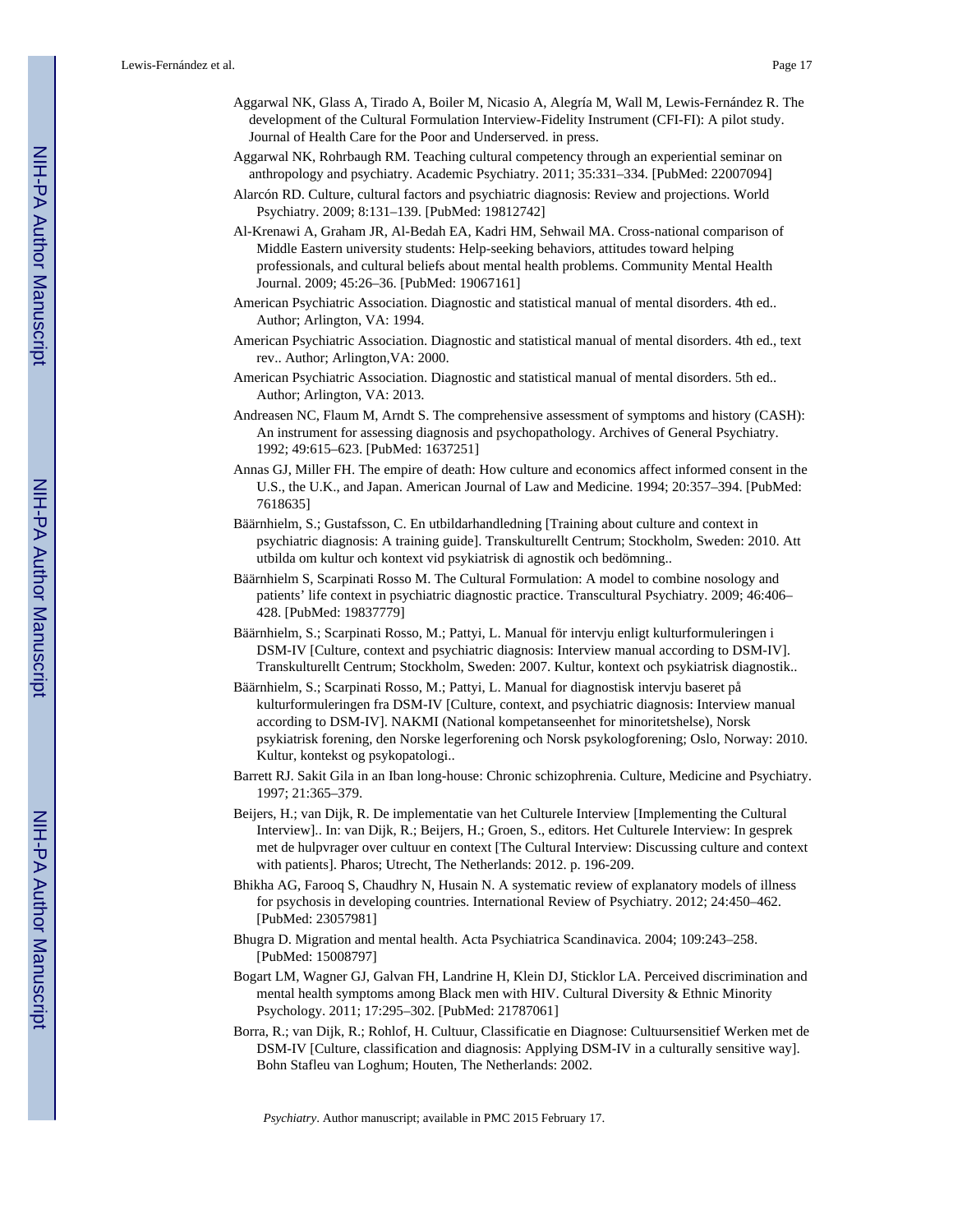Aggarwal NK, Glass A, Tirado A, Boiler M, Nicasio A, Alegría M, Wall M, Lewis-Fernández R. The development of the Cultural Formulation Interview-Fidelity Instrument (CFI-FI): A pilot study. Journal of Health Care for the Poor and Underserved. in press.

Aggarwal NK, Rohrbaugh RM. Teaching cultural competency through an experiential seminar on anthropology and psychiatry. Academic Psychiatry. 2011; 35:331–334. [PubMed: 22007094]

Alarcón RD. Culture, cultural factors and psychiatric diagnosis: Review and projections. World Psychiatry. 2009; 8:131–139. [PubMed: 19812742]

Al-Krenawi A, Graham JR, Al-Bedah EA, Kadri HM, Sehwail MA. Cross-national comparison of Middle Eastern university students: Help-seeking behaviors, attitudes toward helping professionals, and cultural beliefs about mental health problems. Community Mental Health Journal. 2009; 45:26–36. [PubMed: 19067161]

American Psychiatric Association. Diagnostic and statistical manual of mental disorders. 4th ed.. Author; Arlington, VA: 1994.

American Psychiatric Association. Diagnostic and statistical manual of mental disorders. 4th ed., text rev.. Author; Arlington,VA: 2000.

American Psychiatric Association. Diagnostic and statistical manual of mental disorders. 5th ed.. Author; Arlington, VA: 2013.

Andreasen NC, Flaum M, Arndt S. The comprehensive assessment of symptoms and history (CASH): An instrument for assessing diagnosis and psychopathology. Archives of General Psychiatry. 1992; 49:615–623. [PubMed: 1637251]

Annas GJ, Miller FH. The empire of death: How culture and economics affect informed consent in the U.S., the U.K., and Japan. American Journal of Law and Medicine. 1994; 20:357–394. [PubMed: 7618635]

Bäärnhielm, S.; Gustafsson, C. En utbildarhandledning [Training about culture and context in psychiatric diagnosis: A training guide]. Transkulturellt Centrum; Stockholm, Sweden: 2010. Att utbilda om kultur och kontext vid psykiatrisk di agnostik och bedömning..

Bäärnhielm S, Scarpinati Rosso M. The Cultural Formulation: A model to combine nosology and patients' life context in psychiatric diagnostic practice. Transcultural Psychiatry. 2009; 46:406–428. [PubMed: 19837779]

Bäärnhielm, S.; Scarpinati Rosso, M.; Pattyi, L. Manual för intervju enligt kulturformuleringen i DSM-IV [Culture, context and psychiatric diagnosis: Interview manual according to DSM-IV]. Transkulturellt Centrum; Stockholm, Sweden: 2007. Kultur, kontext och psykiatrisk diagnostik..

Bäärnhielm, S.; Scarpinati Rosso, M.; Pattyi, L. Manual for diagnostisk intervju baseret på kulturformuleringen fra DSM-IV [Culture, context, and psychiatric diagnosis: Interview manual according to DSM-IV]. NAKMI (National kompetanseenhet for minoritetshelse), Norsk psykiatrisk forening, den Norske legerforening och Norsk psykologforening; Oslo, Norway: 2010. Kultur, kontekst og psykopatologi..

Barrett RJ. Sakit Gila in an Iban long-house: Chronic schizophrenia. Culture, Medicine and Psychiatry. 1997; 21:365–379.

Beijers, H.; van Dijk, R. De implementatie van het Culturele Interview [Implementing the Cultural Interview].. In: van Dijk, R.; Beijers, H.; Groen, S., editors. Het Culturele Interview: In gesprek met de hulpvrager over cultuur en context [The Cultural Interview: Discussing culture and context with patients]. Pharos; Utrecht, The Netherlands: 2012. p. 196-209.

Bhikha AG, Farooq S, Chaudhry N, Husain N. A systematic review of explanatory models of illness for psychosis in developing countries. International Review of Psychiatry. 2012; 24:450–462. [PubMed: 23057981]

Bhugra D. Migration and mental health. Acta Psychiatrica Scandinavica. 2004; 109:243–258. [PubMed: 15008797]

Bogart LM, Wagner GJ, Galvan FH, Landrine H, Klein DJ, Sticklor LA. Perceived discrimination and mental health symptoms among Black men with HIV. Cultural Diversity & Ethnic Minority Psychology. 2011; 17:295–302. [PubMed: 21787061]

Borra, R.; van Dijk, R.; Rohlof, H. Cultuur, Classificatie en Diagnose: Cultuursensitief Werken met de DSM-IV [Culture, classification and diagnosis: Applying DSM-IV in a culturally sensitive way]. Bohn Stafleu van Loghum; Houten, The Netherlands: 2002.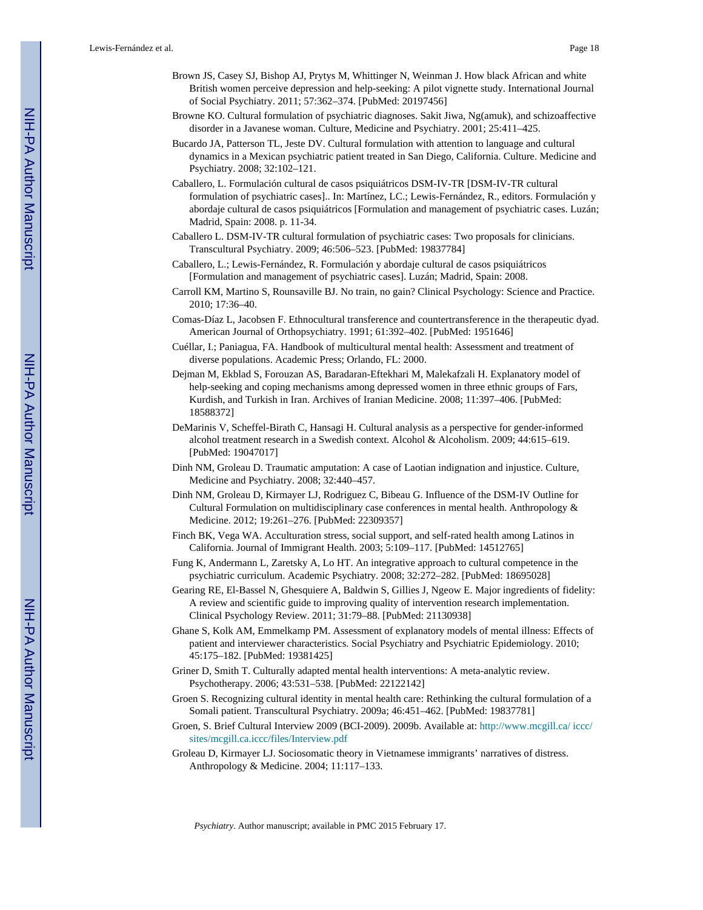Brown JS, Casey SJ, Bishop AJ, Prytys M, Whittinger N, Weinman J. How black African and white British women perceive depression and help-seeking: A pilot vignette study. International Journal of Social Psychiatry. 2011; 57:362–374. [PubMed: 20197456]

Browne KO. Cultural formulation of psychiatric diagnoses. Sakit Jiwa, Ng(amuk), and schizoaffective disorder in a Javanese woman. Culture, Medicine and Psychiatry. 2001; 25:411–425.

Bucardo JA, Patterson TL, Jeste DV. Cultural formulation with attention to language and cultural dynamics in a Mexican psychiatric patient treated in San Diego, California. Culture. Medicine and Psychiatry. 2008; 32:102–121.

Caballero, L. Formulación cultural de casos psiquiátricos DSM-IV-TR [DSM-IV-TR cultural formulation of psychiatric cases].. In: Martínez, LC.; Lewis-Fernández, R., editors. Formulación y abordaje cultural de casos psiquiátricos [Formulation and management of psychiatric cases. Luzán; Madrid, Spain: 2008. p. 11-34.

Caballero L. DSM-IV-TR cultural formulation of psychiatric cases: Two proposals for clinicians. Transcultural Psychiatry. 2009; 46:506–523. [PubMed: 19837784]

Caballero, L.; Lewis-Fernández, R. Formulación y abordaje cultural de casos psiquiátricos [Formulation and management of psychiatric cases]. Luzán; Madrid, Spain: 2008.

Carroll KM, Martino S, Rounsaville BJ. No train, no gain? Clinical Psychology: Science and Practice. 2010; 17:36–40.

Comas-Díaz L, Jacobsen F. Ethnocultural transference and countertransference in the therapeutic dyad. American Journal of Orthopsychiatry. 1991; 61:392–402. [PubMed: 1951646]

Cuéllar, I.; Paniagua, FA. Handbook of multicultural mental health: Assessment and treatment of diverse populations. Academic Press; Orlando, FL: 2000.

Dejman M, Ekblad S, Forouzan AS, Baradaran-Eftekhari M, Malekafzali H. Explanatory model of help-seeking and coping mechanisms among depressed women in three ethnic groups of Fars, Kurdish, and Turkish in Iran. Archives of Iranian Medicine. 2008; 11:397–406. [PubMed: 18588372]

DeMarinis V, Scheffel-Birath C, Hansagi H. Cultural analysis as a perspective for gender-informed alcohol treatment research in a Swedish context. Alcohol & Alcoholism. 2009; 44:615–619. [PubMed: 19047017]

Dinh NM, Groleau D. Traumatic amputation: A case of Laotian indignation and injustice. Culture, Medicine and Psychiatry. 2008; 32:440–457.

Dinh NM, Groleau D, Kirmayer LJ, Rodriguez C, Bibeau G. Influence of the DSM-IV Outline for Cultural Formulation on multidisciplinary case conferences in mental health. Anthropology & Medicine. 2012; 19:261–276. [PubMed: 22309357]

Finch BK, Vega WA. Acculturation stress, social support, and self-rated health among Latinos in California. Journal of Immigrant Health. 2003; 5:109–117. [PubMed: 14512765]

Fung K, Andermann L, Zaretsky A, Lo HT. An integrative approach to cultural competence in the psychiatric curriculum. Academic Psychiatry. 2008; 32:272–282. [PubMed: 18695028]

Gearing RE, El-Bassel N, Ghesquiere A, Baldwin S, Gillies J, Ngeow E. Major ingredients of fidelity: A review and scientific guide to improving quality of intervention research implementation. Clinical Psychology Review. 2011; 31:79–88. [PubMed: 21130938]

Ghane S, Kolk AM, Emmelkamp PM. Assessment of explanatory models of mental illness: Effects of patient and interviewer characteristics. Social Psychiatry and Psychiatric Epidemiology. 2010; 45:175–182. [PubMed: 19381425]

Griner D, Smith T. Culturally adapted mental health interventions: A meta-analytic review. Psychotherapy. 2006; 43:531–538. [PubMed: 22122142]

Groen S. Recognizing cultural identity in mental health care: Rethinking the cultural formulation of a Somali patient. Transcultural Psychiatry. 2009a; 46:451–462. [PubMed: 19837781]

Groen, S. Brief Cultural Interview 2009 (BCI-2009). 2009b. Available at: http://www.mcgill.ca/ iccc/sites/mcgill.ca.iccc/files/Interview.pdf

Groleau D, Kirmayer LJ. Sociosomatic theory in Vietnamese immigrants' narratives of distress. Anthropology & Medicine. 2004; 11:117–133.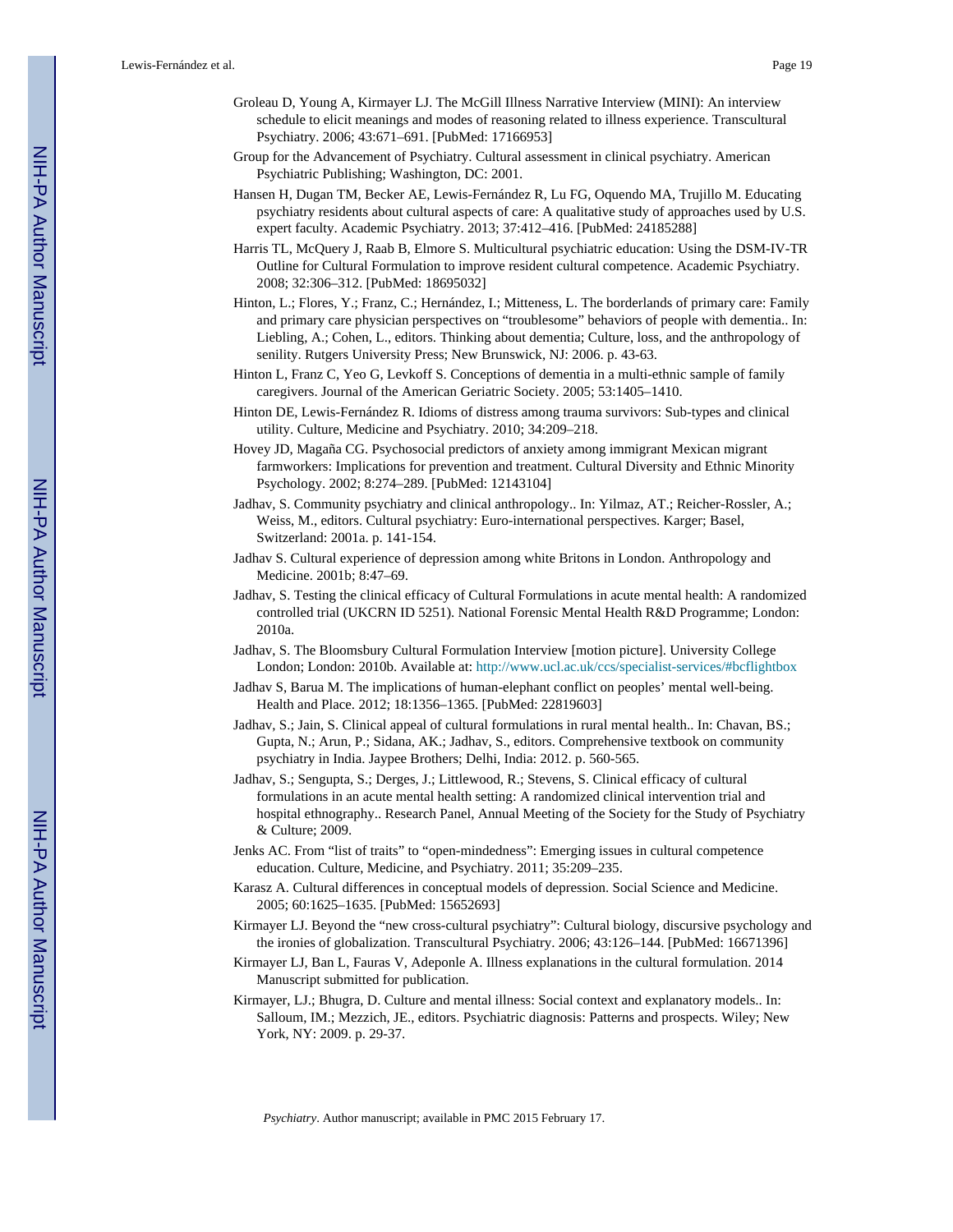Groleau D, Young A, Kirmayer LJ. The McGill Illness Narrative Interview (MINI): An interview schedule to elicit meanings and modes of reasoning related to illness experience. Transcultural Psychiatry. 2006; 43:671–691. [PubMed: 17166953]

Group for the Advancement of Psychiatry. Cultural assessment in clinical psychiatry. American Psychiatric Publishing; Washington, DC: 2001.

Hansen H, Dugan TM, Becker AE, Lewis-Fernández R, Lu FG, Oquendo MA, Trujillo M. Educating psychiatry residents about cultural aspects of care: A qualitative study of approaches used by U.S. expert faculty. Academic Psychiatry. 2013; 37:412–416. [PubMed: 24185288]

Harris TL, McQuery J, Raab B, Elmore S. Multicultural psychiatric education: Using the DSM-IV-TR Outline for Cultural Formulation to improve resident cultural competence. Academic Psychiatry. 2008; 32:306–312. [PubMed: 18695032]

Hinton, L.; Flores, Y.; Franz, C.; Hernández, I.; Mitteness, L. The borderlands of primary care: Family and primary care physician perspectives on "troublesome" behaviors of people with dementia.. In: Liebling, A.; Cohen, L., editors. Thinking about dementia; Culture, loss, and the anthropology of senility. Rutgers University Press; New Brunswick, NJ: 2006. p. 43-63.

Hinton L, Franz C, Yeo G, Levkoff S. Conceptions of dementia in a multi-ethnic sample of family caregivers. Journal of the American Geriatric Society. 2005; 53:1405–1410.

Hinton DE, Lewis-Fernández R. Idioms of distress among trauma survivors: Sub-types and clinical utility. Culture, Medicine and Psychiatry. 2010; 34:209–218.

Hovey JD, Magaña CG. Psychosocial predictors of anxiety among immigrant Mexican migrant farmworkers: Implications for prevention and treatment. Cultural Diversity and Ethnic Minority Psychology. 2002; 8:274–289. [PubMed: 12143104]

Jadhav, S. Community psychiatry and clinical anthropology.. In: Yilmaz, AT.; Reicher-Rossler, A.; Weiss, M., editors. Cultural psychiatry: Euro-international perspectives. Karger; Basel, Switzerland: 2001a. p. 141-154.

Jadhav S. Cultural experience of depression among white Britons in London. Anthropology and Medicine. 2001b; 8:47–69.

Jadhav, S. Testing the clinical efficacy of Cultural Formulations in acute mental health: A randomized controlled trial (UKCRN ID 5251). National Forensic Mental Health R&D Programme; London: 2010a.

Jadhav, S. The Bloomsbury Cultural Formulation Interview [motion picture]. University College London; London: 2010b. Available at: http://www.ucl.ac.uk/ccs/specialist-services/#bcflightbox

Jadhav S, Barua M. The implications of human-elephant conflict on peoples' mental well-being. Health and Place. 2012; 18:1356–1365. [PubMed: 22819603]

Jadhav, S.; Jain, S. Clinical appeal of cultural formulations in rural mental health.. In: Chavan, BS.; Gupta, N.; Arun, P.; Sidana, AK.; Jadhav, S., editors. Comprehensive textbook on community psychiatry in India. Jaypee Brothers; Delhi, India: 2012. p. 560-565.

Jadhav, S.; Sengupta, S.; Derges, J.; Littlewood, R.; Stevens, S. Clinical efficacy of cultural formulations in an acute mental health setting: A randomized clinical intervention trial and hospital ethnography.. Research Panel, Annual Meeting of the Society for the Study of Psychiatry & Culture; 2009.

Jenks AC. From "list of traits" to "open-mindedness": Emerging issues in cultural competence education. Culture, Medicine, and Psychiatry. 2011; 35:209–235.

Karasz A. Cultural differences in conceptual models of depression. Social Science and Medicine. 2005; 60:1625–1635. [PubMed: 15652693]

Kirmayer LJ. Beyond the "new cross-cultural psychiatry": Cultural biology, discursive psychology and the ironies of globalization. Transcultural Psychiatry. 2006; 43:126–144. [PubMed: 16671396]

Kirmayer LJ, Ban L, Fauras V, Adeponle A. Illness explanations in the cultural formulation. 2014 Manuscript submitted for publication.

Kirmayer, LJ.; Bhugra, D. Culture and mental illness: Social context and explanatory models.. In: Salloum, IM.; Mezzich, JE., editors. Psychiatric diagnosis: Patterns and prospects. Wiley; New York, NY: 2009. p. 29-37.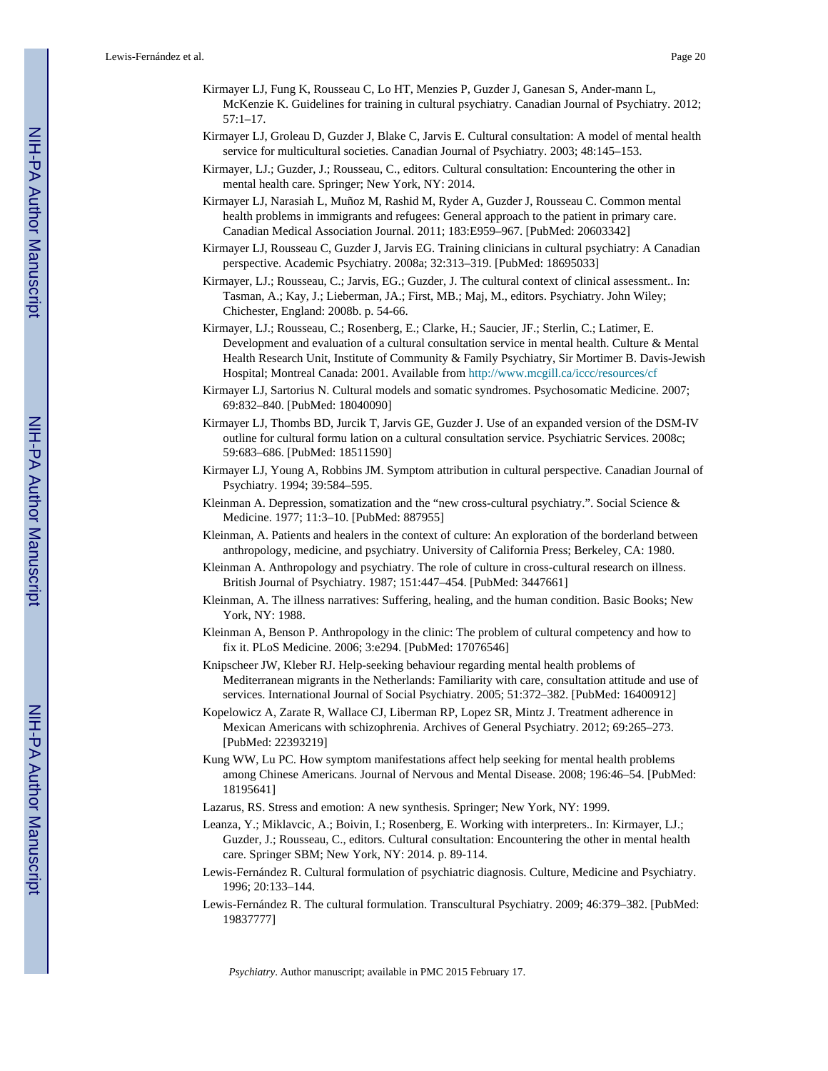Kirmayer LJ, Fung K, Rousseau C, Lo HT, Menzies P, Guzder J, Ganesan S, Ander-mann L, McKenzie K. Guidelines for training in cultural psychiatry. Canadian Journal of Psychiatry. 2012; 57:1–17.

Kirmayer LJ, Groleau D, Guzder J, Blake C, Jarvis E. Cultural consultation: A model of mental health service for multicultural societies. Canadian Journal of Psychiatry. 2003; 48:145–153.

Kirmayer, LJ.; Guzder, J.; Rousseau, C., editors. Cultural consultation: Encountering the other in mental health care. Springer; New York, NY: 2014.

Kirmayer LJ, Narasiah L, Muñoz M, Rashid M, Ryder A, Guzder J, Rousseau C. Common mental health problems in immigrants and refugees: General approach to the patient in primary care. Canadian Medical Association Journal. 2011; 183:E959–967. [PubMed: 20603342]

Kirmayer LJ, Rousseau C, Guzder J, Jarvis EG. Training clinicians in cultural psychiatry: A Canadian perspective. Academic Psychiatry. 2008a; 32:313–319. [PubMed: 18695033]

Kirmayer, LJ.; Rousseau, C.; Jarvis, EG.; Guzder, J. The cultural context of clinical assessment.. In: Tasman, A.; Kay, J.; Lieberman, JA.; First, MB.; Maj, M., editors. Psychiatry. John Wiley; Chichester, England: 2008b. p. 54-66.

Kirmayer, LJ.; Rousseau, C.; Rosenberg, E.; Clarke, H.; Saucier, JF.; Sterlin, C.; Latimer, E. Development and evaluation of a cultural consultation service in mental health. Culture & Mental Health Research Unit, Institute of Community & Family Psychiatry, Sir Mortimer B. Davis-Jewish Hospital; Montreal Canada: 2001. Available from http://www.mcgill.ca/iccc/resources/cf

Kirmayer LJ, Sartorius N. Cultural models and somatic syndromes. Psychosomatic Medicine. 2007; 69:832–840. [PubMed: 18040090]

Kirmayer LJ, Thombs BD, Jurcik T, Jarvis GE, Guzder J. Use of an expanded version of the DSM-IV outline for cultural formu lation on a cultural consultation service. Psychiatric Services. 2008c; 59:683–686. [PubMed: 18511590]

Kirmayer LJ, Young A, Robbins JM. Symptom attribution in cultural perspective. Canadian Journal of Psychiatry. 1994; 39:584–595.

Kleinman A. Depression, somatization and the "new cross-cultural psychiatry.". Social Science & Medicine. 1977; 11:3–10. [PubMed: 887955]

Kleinman, A. Patients and healers in the context of culture: An exploration of the borderland between anthropology, medicine, and psychiatry. University of California Press; Berkeley, CA: 1980.

Kleinman A. Anthropology and psychiatry. The role of culture in cross-cultural research on illness. British Journal of Psychiatry. 1987; 151:447–454. [PubMed: 3447661]

Kleinman, A. The illness narratives: Suffering, healing, and the human condition. Basic Books; New York, NY: 1988.

Kleinman A, Benson P. Anthropology in the clinic: The problem of cultural competency and how to fix it. PLoS Medicine. 2006; 3:e294. [PubMed: 17076546]

Knipscheer JW, Kleber RJ. Help-seeking behaviour regarding mental health problems of Mediterranean migrants in the Netherlands: Familiarity with care, consultation attitude and use of services. International Journal of Social Psychiatry. 2005; 51:372–382. [PubMed: 16400912]

Kopelowicz A, Zarate R, Wallace CJ, Liberman RP, Lopez SR, Mintz J. Treatment adherence in Mexican Americans with schizophrenia. Archives of General Psychiatry. 2012; 69:265–273. [PubMed: 22393219]

Kung WW, Lu PC. How symptom manifestations affect help seeking for mental health problems among Chinese Americans. Journal of Nervous and Mental Disease. 2008; 196:46–54. [PubMed: 18195641]

Lazarus, RS. Stress and emotion: A new synthesis. Springer; New York, NY: 1999.

Leanza, Y.; Miklavcic, A.; Boivin, I.; Rosenberg, E. Working with interpreters.. In: Kirmayer, LJ.; Guzder, J.; Rousseau, C., editors. Cultural consultation: Encountering the other in mental health care. Springer SBM; New York, NY: 2014. p. 89-114.

Lewis-Fernández R. Cultural formulation of psychiatric diagnosis. Culture, Medicine and Psychiatry. 1996; 20:133–144.

Lewis-Fernández R. The cultural formulation. Transcultural Psychiatry. 2009; 46:379–382. [PubMed: 19837777]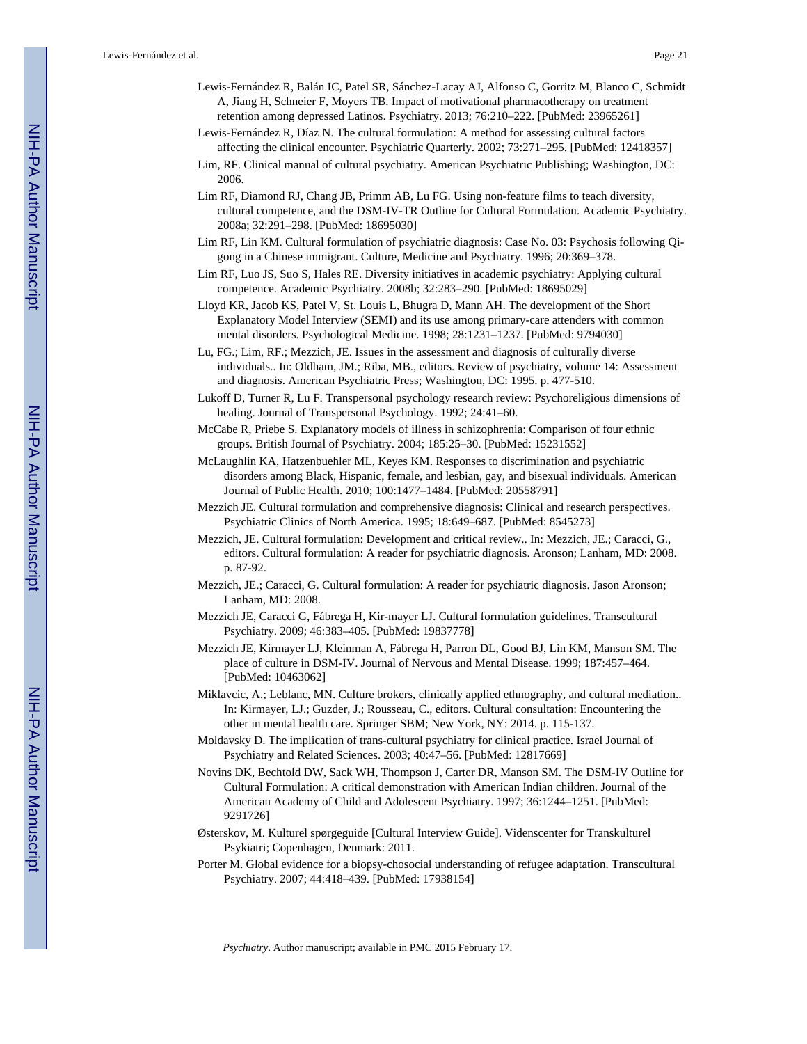Lewis-Fernández R, Balán IC, Patel SR, Sánchez-Lacay AJ, Alfonso C, Gorritz M, Blanco C, Schmidt A, Jiang H, Schneier F, Moyers TB. Impact of motivational pharmacotherapy on treatment retention among depressed Latinos. Psychiatry. 2013; 76:210–222. [PubMed: 23965261]

Lewis-Fernández R, Díaz N. The cultural formulation: A method for assessing cultural factors affecting the clinical encounter. Psychiatric Quarterly. 2002; 73:271–295. [PubMed: 12418357]

Lim, RF. Clinical manual of cultural psychiatry. American Psychiatric Publishing; Washington, DC: 2006.

Lim RF, Diamond RJ, Chang JB, Primm AB, Lu FG. Using non-feature films to teach diversity, cultural competence, and the DSM-IV-TR Outline for Cultural Formulation. Academic Psychiatry. 2008a; 32:291–298. [PubMed: 18695030]

Lim RF, Lin KM. Cultural formulation of psychiatric diagnosis: Case No. 03: Psychosis following Qi-gong in a Chinese immigrant. Culture, Medicine and Psychiatry. 1996; 20:369–378.

Lim RF, Luo JS, Suo S, Hales RE. Diversity initiatives in academic psychiatry: Applying cultural competence. Academic Psychiatry. 2008b; 32:283–290. [PubMed: 18695029]

Lloyd KR, Jacob KS, Patel V, St. Louis L, Bhugra D, Mann AH. The development of the Short Explanatory Model Interview (SEMI) and its use among primary-care attenders with common mental disorders. Psychological Medicine. 1998; 28:1231–1237. [PubMed: 9794030]

Lu, FG.; Lim, RF.; Mezzich, JE. Issues in the assessment and diagnosis of culturally diverse individuals.. In: Oldham, JM.; Riba, MB., editors. Review of psychiatry, volume 14: Assessment and diagnosis. American Psychiatric Press; Washington, DC: 1995. p. 477-510.

Lukoff D, Turner R, Lu F. Transpersonal psychology research review: Psychoreligious dimensions of healing. Journal of Transpersonal Psychology. 1992; 24:41–60.

McCabe R, Priebe S. Explanatory models of illness in schizophrenia: Comparison of four ethnic groups. British Journal of Psychiatry. 2004; 185:25–30. [PubMed: 15231552]

McLaughlin KA, Hatzenbuehler ML, Keyes KM. Responses to discrimination and psychiatric disorders among Black, Hispanic, female, and lesbian, gay, and bisexual individuals. American Journal of Public Health. 2010; 100:1477–1484. [PubMed: 20558791]

Mezzich JE. Cultural formulation and comprehensive diagnosis: Clinical and research perspectives. Psychiatric Clinics of North America. 1995; 18:649–687. [PubMed: 8545273]

Mezzich, JE. Cultural formulation: Development and critical review.. In: Mezzich, JE.; Caracci, G., editors. Cultural formulation: A reader for psychiatric diagnosis. Aronson; Lanham, MD: 2008. p. 87-92.

Mezzich, JE.; Caracci, G. Cultural formulation: A reader for psychiatric diagnosis. Jason Aronson; Lanham, MD: 2008.

Mezzich JE, Caracci G, Fábrega H, Kir-mayer LJ. Cultural formulation guidelines. Transcultural Psychiatry. 2009; 46:383–405. [PubMed: 19837778]

Mezzich JE, Kirmayer LJ, Kleinman A, Fábrega H, Parron DL, Good BJ, Lin KM, Manson SM. The place of culture in DSM-IV. Journal of Nervous and Mental Disease. 1999; 187:457–464. [PubMed: 10463062]

Miklavcic, A.; Leblanc, MN. Culture brokers, clinically applied ethnography, and cultural mediation.. In: Kirmayer, LJ.; Guzder, J.; Rousseau, C., editors. Cultural consultation: Encountering the other in mental health care. Springer SBM; New York, NY: 2014. p. 115-137.

Moldavsky D. The implication of trans-cultural psychiatry for clinical practice. Israel Journal of Psychiatry and Related Sciences. 2003; 40:47–56. [PubMed: 12817669]

Novins DK, Bechtold DW, Sack WH, Thompson J, Carter DR, Manson SM. The DSM-IV Outline for Cultural Formulation: A critical demonstration with American Indian children. Journal of the American Academy of Child and Adolescent Psychiatry. 1997; 36:1244–1251. [PubMed: 9291726]

Østerskov, M. Kulturel spørgeguide [Cultural Interview Guide]. Videnscenter for Transkulturel Psykiatri; Copenhagen, Denmark: 2011.

Porter M. Global evidence for a biopsy-chosocial understanding of refugee adaptation. Transcultural Psychiatry. 2007; 44:418–439. [PubMed: 17938154]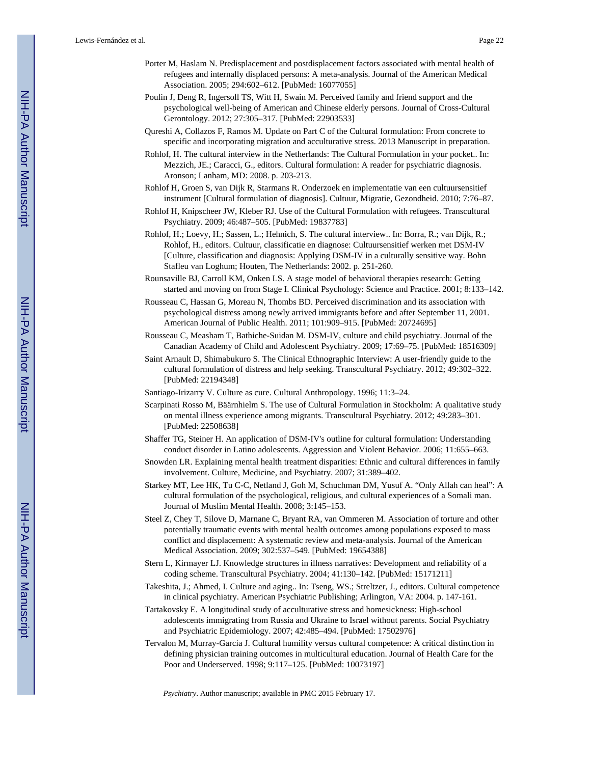Porter M, Haslam N. Predisplacement and postdisplacement factors associated with mental health of refugees and internally displaced persons: A meta-analysis. Journal of the American Medical Association. 2005; 294:602–612. [PubMed: 16077055]

Poulin J, Deng R, Ingersoll TS, Witt H, Swain M. Perceived family and friend support and the psychological well-being of American and Chinese elderly persons. Journal of Cross-Cultural Gerontology. 2012; 27:305–317. [PubMed: 22903533]

Qureshi A, Collazos F, Ramos M. Update on Part C of the Cultural formulation: From concrete to specific and incorporating migration and acculturative stress. 2013 Manuscript in preparation.

Rohlof, H. The cultural interview in the Netherlands: The Cultural Formulation in your pocket.. In: Mezzich, JE.; Caracci, G., editors. Cultural formulation: A reader for psychiatric diagnosis. Aronson; Lanham, MD: 2008. p. 203-213.

Rohlof H, Groen S, van Dijk R, Starmans R. Onderzoek en implementatie van een cultuursensitief instrument [Cultural formulation of diagnosis]. Cultuur, Migratie, Gezondheid. 2010; 7:76–87.

Rohlof H, Knipscheer JW, Kleber RJ. Use of the Cultural Formulation with refugees. Transcultural Psychiatry. 2009; 46:487–505. [PubMed: 19837783]

Rohlof, H.; Loevy, H.; Sassen, L.; Hehnich, S. The cultural interview.. In: Borra, R.; van Dijk, R.; Rohlof, H., editors. Cultuur, classificatie en diagnose: Cultuursensitief werken met DSM-IV [Culture, classification and diagnosis: Applying DSM-IV in a culturally sensitive way. Bohn Stafleu van Loghum; Houten, The Netherlands: 2002. p. 251-260.

Rounsaville BJ, Carroll KM, Onken LS. A stage model of behavioral therapies research: Getting started and moving on from Stage I. Clinical Psychology: Science and Practice. 2001; 8:133–142.

Rousseau C, Hassan G, Moreau N, Thombs BD. Perceived discrimination and its association with psychological distress among newly arrived immigrants before and after September 11, 2001. American Journal of Public Health. 2011; 101:909–915. [PubMed: 20724695]

Rousseau C, Measham T, Bathiche-Suidan M. DSM-IV, culture and child psychiatry. Journal of the Canadian Academy of Child and Adolescent Psychiatry. 2009; 17:69–75. [PubMed: 18516309]

Saint Arnault D, Shimabukuro S. The Clinical Ethnographic Interview: A user-friendly guide to the cultural formulation of distress and help seeking. Transcultural Psychiatry. 2012; 49:302–322. [PubMed: 22194348]

Santiago-Irizarry V. Culture as cure. Cultural Anthropology. 1996; 11:3–24.

Scarpinati Rosso M, Bäärnhielm S. The use of Cultural Formulation in Stockholm: A qualitative study on mental illness experience among migrants. Transcultural Psychiatry. 2012; 49:283–301. [PubMed: 22508638]

Shaffer TG, Steiner H. An application of DSM-IV's outline for cultural formulation: Understanding conduct disorder in Latino adolescents. Aggression and Violent Behavior. 2006; 11:655–663.

Snowden LR. Explaining mental health treatment disparities: Ethnic and cultural differences in family involvement. Culture, Medicine, and Psychiatry. 2007; 31:389–402.

Starkey MT, Lee HK, Tu C-C, Netland J, Goh M, Schuchman DM, Yusuf A. "Only Allah can heal": A cultural formulation of the psychological, religious, and cultural experiences of a Somali man. Journal of Muslim Mental Health. 2008; 3:145–153.

Steel Z, Chey T, Silove D, Marnane C, Bryant RA, van Ommeren M. Association of torture and other potentially traumatic events with mental health outcomes among populations exposed to mass conflict and displacement: A systematic review and meta-analysis. Journal of the American Medical Association. 2009; 302:537–549. [PubMed: 19654388]

Stern L, Kirmayer LJ. Knowledge structures in illness narratives: Development and reliability of a coding scheme. Transcultural Psychiatry. 2004; 41:130–142. [PubMed: 15171211]

Takeshita, J.; Ahmed, I. Culture and aging.. In: Tseng, WS.; Streltzer, J., editors. Cultural competence in clinical psychiatry. American Psychiatric Publishing; Arlington, VA: 2004. p. 147-161.

Tartakovsky E. A longitudinal study of acculturative stress and homesickness: High-school adolescents immigrating from Russia and Ukraine to Israel without parents. Social Psychiatry and Psychiatric Epidemiology. 2007; 42:485–494. [PubMed: 17502976]

Tervalon M, Murray-García J. Cultural humility versus cultural competence: A critical distinction in defining physician training outcomes in multicultural education. Journal of Health Care for the Poor and Underserved. 1998; 9:117–125. [PubMed: 10073197]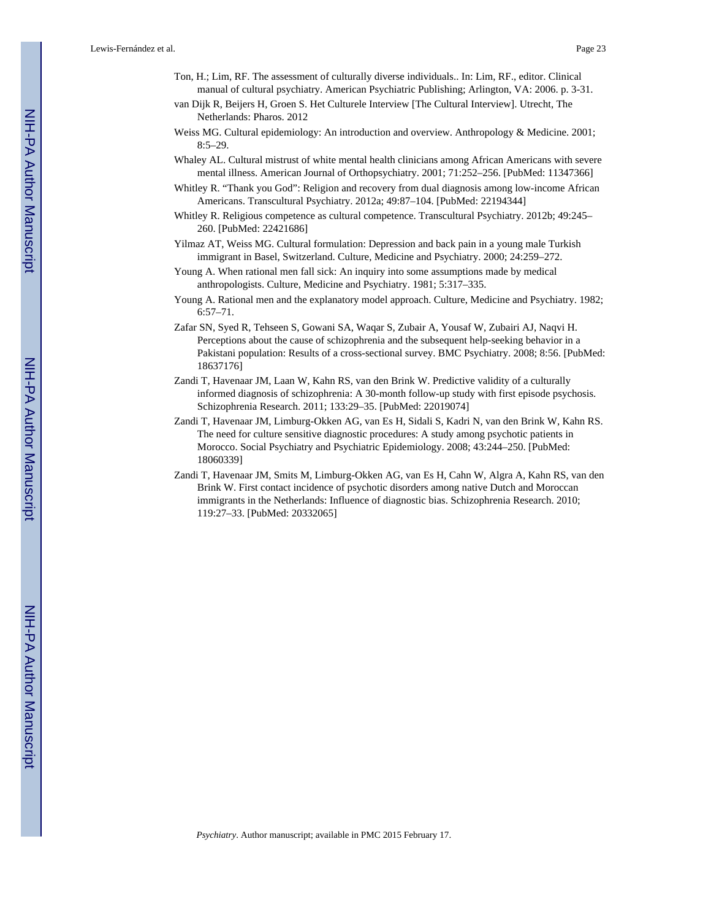Ton, H.; Lim, RF. The assessment of culturally diverse individuals.. In: Lim, RF., editor. Clinical manual of cultural psychiatry. American Psychiatric Publishing; Arlington, VA: 2006. p. 3-31.

van Dijk R, Beijers H, Groen S. Het Culturele Interview [The Cultural Interview]. Utrecht, The Netherlands: Pharos. 2012

Weiss MG. Cultural epidemiology: An introduction and overview. Anthropology & Medicine. 2001; 8:5–29.

Whaley AL. Cultural mistrust of white mental health clinicians among African Americans with severe mental illness. American Journal of Orthopsychiatry. 2001; 71:252–256. [PubMed: 11347366]

Whitley R. "Thank you God": Religion and recovery from dual diagnosis among low-income African Americans. Transcultural Psychiatry. 2012a; 49:87–104. [PubMed: 22194344]

Whitley R. Religious competence as cultural competence. Transcultural Psychiatry. 2012b; 49:245–260. [PubMed: 22421686]

Yilmaz AT, Weiss MG. Cultural formulation: Depression and back pain in a young male Turkish immigrant in Basel, Switzerland. Culture, Medicine and Psychiatry. 2000; 24:259–272.

Young A. When rational men fall sick: An inquiry into some assumptions made by medical anthropologists. Culture, Medicine and Psychiatry. 1981; 5:317–335.

Young A. Rational men and the explanatory model approach. Culture, Medicine and Psychiatry. 1982; 6:57–71.

Zafar SN, Syed R, Tehseen S, Gowani SA, Waqar S, Zubair A, Yousaf W, Zubairi AJ, Naqvi H. Perceptions about the cause of schizophrenia and the subsequent help-seeking behavior in a Pakistani population: Results of a cross-sectional survey. BMC Psychiatry. 2008; 8:56. [PubMed: 18637176]

Zandi T, Havenaar JM, Laan W, Kahn RS, van den Brink W. Predictive validity of a culturally informed diagnosis of schizophrenia: A 30-month follow-up study with first episode psychosis. Schizophrenia Research. 2011; 133:29–35. [PubMed: 22019074]

Zandi T, Havenaar JM, Limburg-Okken AG, van Es H, Sidali S, Kadri N, van den Brink W, Kahn RS. The need for culture sensitive diagnostic procedures: A study among psychotic patients in Morocco. Social Psychiatry and Psychiatric Epidemiology. 2008; 43:244–250. [PubMed: 18060339]

Zandi T, Havenaar JM, Smits M, Limburg-Okken AG, van Es H, Cahn W, Algra A, Kahn RS, van den Brink W. First contact incidence of psychotic disorders among native Dutch and Moroccan immigrants in the Netherlands: Influence of diagnostic bias. Schizophrenia Research. 2010; 119:27–33. [PubMed: 20332065]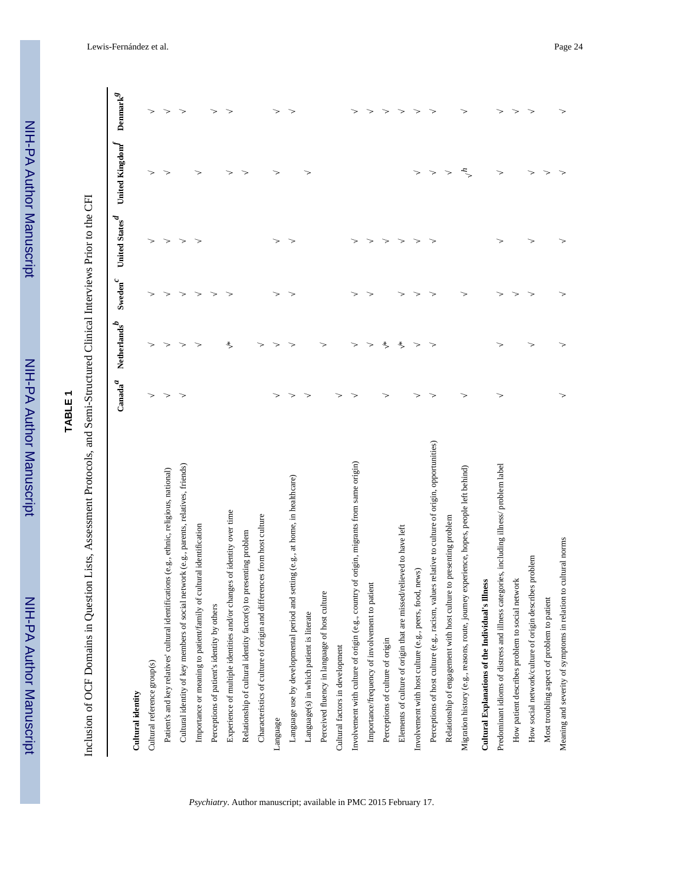**TABLE 1**

Inclusion of OCF Domains in Question Lists, Assessment Protocols, and Semi-Structured Clinical Interviews Prior to the CFI

| | Canada[a] | Netherlands[b] | Sweden[c] | United States[d] | United Kingdom[f] | Denmark[g] |
|---|---|---|---|---|---|---|
| **Cultural identity** | | | | | | |
| Cultural reference group(s) | √ | √ | √ | √ | √ | √ |
| Patient's and key relatives' cultural identifications (e.g., ethnic, religious, national) | √ | √ | √ | √ | √ | √ |
| Cultural identity of key members of social network (e.g., parents, relatives, friends) | √ | √ | √ | √ | | √ |
| Importance or meaning to patient/family of cultural identification | | √ | √ | √ | √ | |
| Perceptions of patient's identity by others | | | √ | | | √ |
| Experience of multiple identities and/or changes of identity over time | | √* | √ | | √ | √ |
| Relationship of cultural identity factor(s) to presenting problem | | | | | √ | |
| Characteristics of culture of origin and differences from host culture | | √ | | | | |
| Language | √ | √ | √ | √ | √ | √ |
| Language use by developmental period and setting (e.g., at home, in healthcare) | √ | √ | √ | √ | | √ |
| Language(s) in which patient is literate | √ | | | | √ | |
| Perceived fluency in language of host culture | | √ | | | | |
| Cultural factors in development | √ | | | | | |
| Involvement with culture of origin (e.g., country of origin, migrants from same origin) | √ | √ | √ | √ | | √ |
| Importance/frequency of involvement to patient | | √ | √ | √ | | √ |
| Perceptions of culture of origin | √ | √* | | √ | | √ |
| Elements of culture of origin that are missed/relieved to have left | | √* | √ | √ | | √ |
| Involvement with host culture (e.g., peers, food, news) | √ | √ | √ | √ | √ | √ |
| Perceptions of host culture (e.g., racism, values relative to culture of origin, opportunities) | √ | √ | √ | √ | √ | √ |
| Relationship of engagement with host culture to presenting problem | | | | | √ | |
| Migration history (e.g., reasons, route, journey experience, hopes, people left behind) | √ | | √ | | √[h] | √ |
| **Cultural Explanations of the Individual's Illness** | | | | | | |
| Predominant idioms of distress and illness categories, including illness/problem label | √ | √ | √ | √ | √ | √ |
| How patient describes problem to social network | | | √ | | | √ |
| How social network/culture of origin describes problem | | √ | √ | √ | √ | √ |
| Most troubling aspect of problem to patient | | | | | √ | |
| Meaning and severity of symptoms in relation to cultural norms | √ | √ | √ | √ | √ | √ |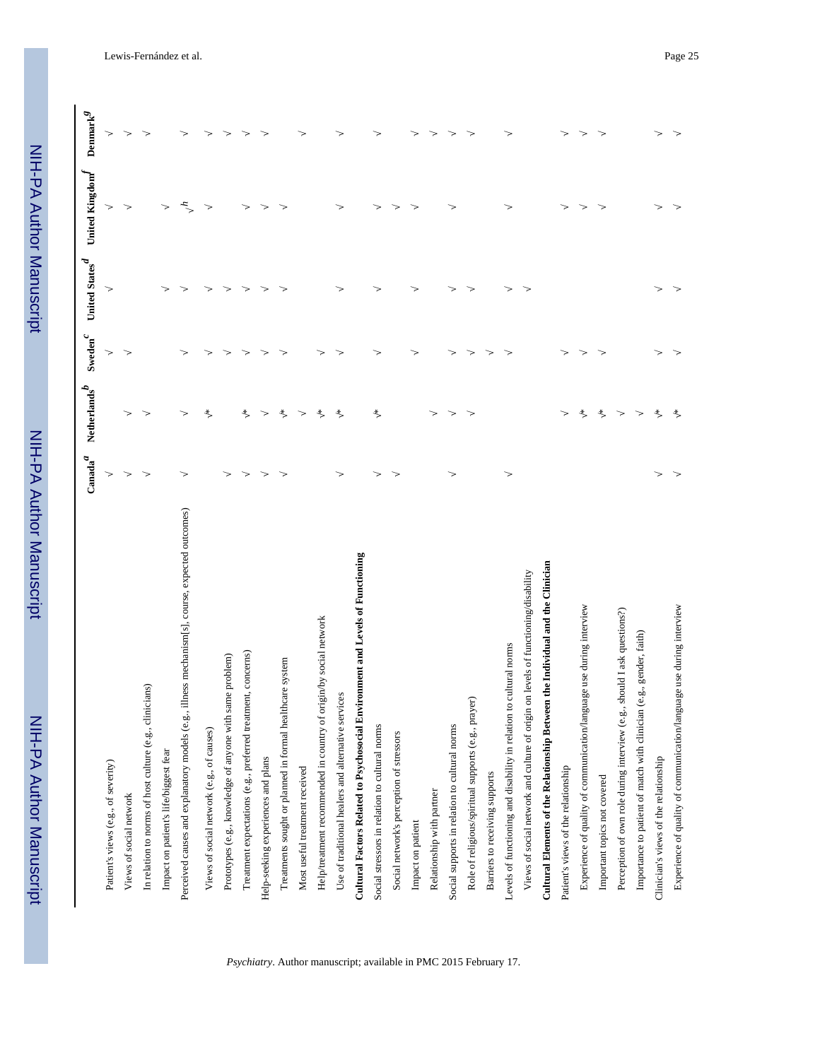| | Canada[a] | Netherlands[b] | Sweden[c] | United States[d] | United Kingdom[f] | Denmark[g] |
|---|---|---|---|---|---|---|
| Patient's views (e.g., of severity) | √ | | √ | √ | √ | √ |
| Views of social network | √ | √ | √ | | √ | √ |
| In relation to norms of host culture (e.g., clinicians) | √ | √ | | | | √ |
| Impact on patient's life/biggest fear | | | | √ | √ | |
| Perceived causes and explanatory models (e.g., illness mechanism[s], course, expected outcomes) | √ | √ | √ | √ | √[h] | √ |
| Views of social network (e.g., of causes) | | √* | √ | √ | √ | √ |
| Prototypes (e.g., knowledge of anyone with same problem) | √ | | √ | √ | | √ |
| Treatment expectations (e.g., preferred treatment, concerns) | √ | √* | √ | √ | √ | √ |
| Help-seeking experiences and plans | √ | √ | √ | √ | √ | √ |
| Treatments sought or planned in formal healthcare system | √ | √* | √ | √ | √ | |
| Most useful treatment received | | √ | | | | √ |
| Help/treatment recommended in country of origin/by social network | | √* | √ | | | |
| Use of traditional healers and alternative services | √ | √* | √ | √ | √ | √ |
| **Cultural Factors Related to Psychosocial Environment and Levels of Functioning** | | | | | | |
| Social stressors in relation to cultural norms | √ | √* | √ | √ | √ | √ |
| Social network's perception of stressors | √ | | | | √ | |
| Impact on patient | | | √ | √ | √ | √ |
| Relationship with partner | | √ | | | | √ |
| Social supports in relation to cultural norms | √ | √ | √ | √ | √ | √ |
| Role of religious/spiritual supports (e.g., prayer) | | √ | √ | √ | | √ |
| Barriers to receiving supports | | | √ | | | |
| Levels of functioning and disability in relation to cultural norms | √ | | √ | √ | √ | √ |
| Views of social network and culture of origin on levels of functioning/disability | | | | √ | | |
| **Cultural Elements of the Relationship Between the Individual and the Clinician** | | | | | | |
| Patient's views of the relationship | | √ | √ | | √ | √ |
| Experience of quality of communication/language use during interview | | √* | √ | | √ | √ |
| Important topics not covered | | √* | √ | | √ | √ |
| Perception of own role during interview (e.g., should I ask questions?) | | √ | | | | |
| Importance to patient of match with clinician (e.g., gender, faith) | | √ | | | | |
| Clinician's views of the relationship | √ | √* | √ | √ | √ | √ |
| Experience of quality of communication/language use during interview | √ | √* | √ | √ | √ | √ |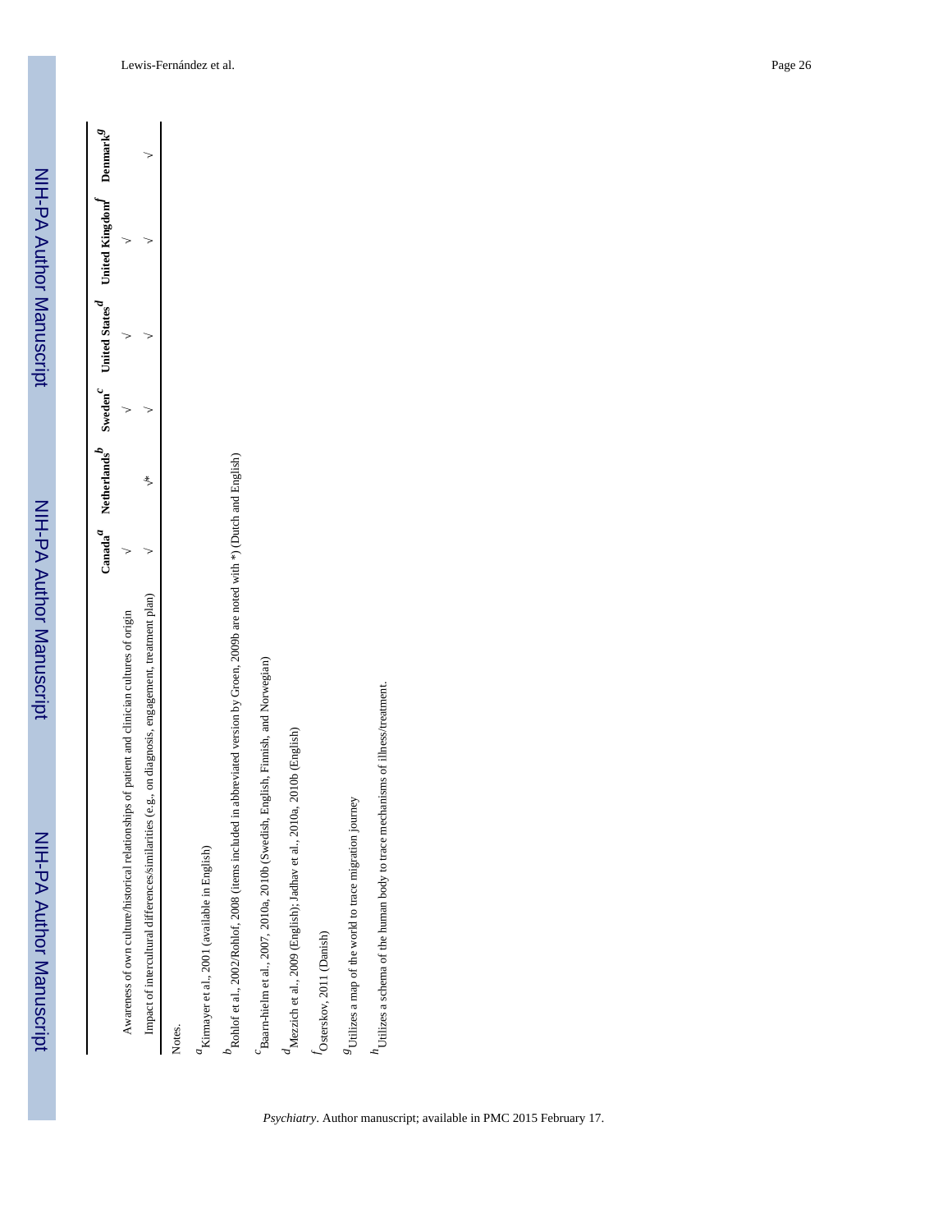| | Canada[a] | Netherlands[b] | Sweden[c] | United States[d] | United Kingdom[f] | Denmark[g] |
|---|---|---|---|---|---|---|
| Awareness of own culture/historical relationships of patient and clinician cultures of origin | √ | | √ | √ | √ | |
| Impact of intercultural differences/similarities (e.g., on diagnosis, engagement, treatment plan) | √ | √* | √ | √ | √ | √ |

Notes.

[a]Kirmayer et al., 2001 (available in English)

[b]Rohlof et al., 2002/Rohlof, 2008 (items included in abbreviated version by Groen, 2009b are noted with *) (Dutch and English)

[c]Baarn-hielm et al., 2007, 2010a, 2010b (Swedish, English, Finnish, and Norwegian)

[d]Mezzich et al., 2009 (English); Jadhav et al., 2010a, 2010b (English)

[f]Østerskov, 2011 (Danish)

[g]Utilizes a map of the world to trace migration journey

[h]Utilizes a schema of the human body to trace mechanisms of illness/treatment.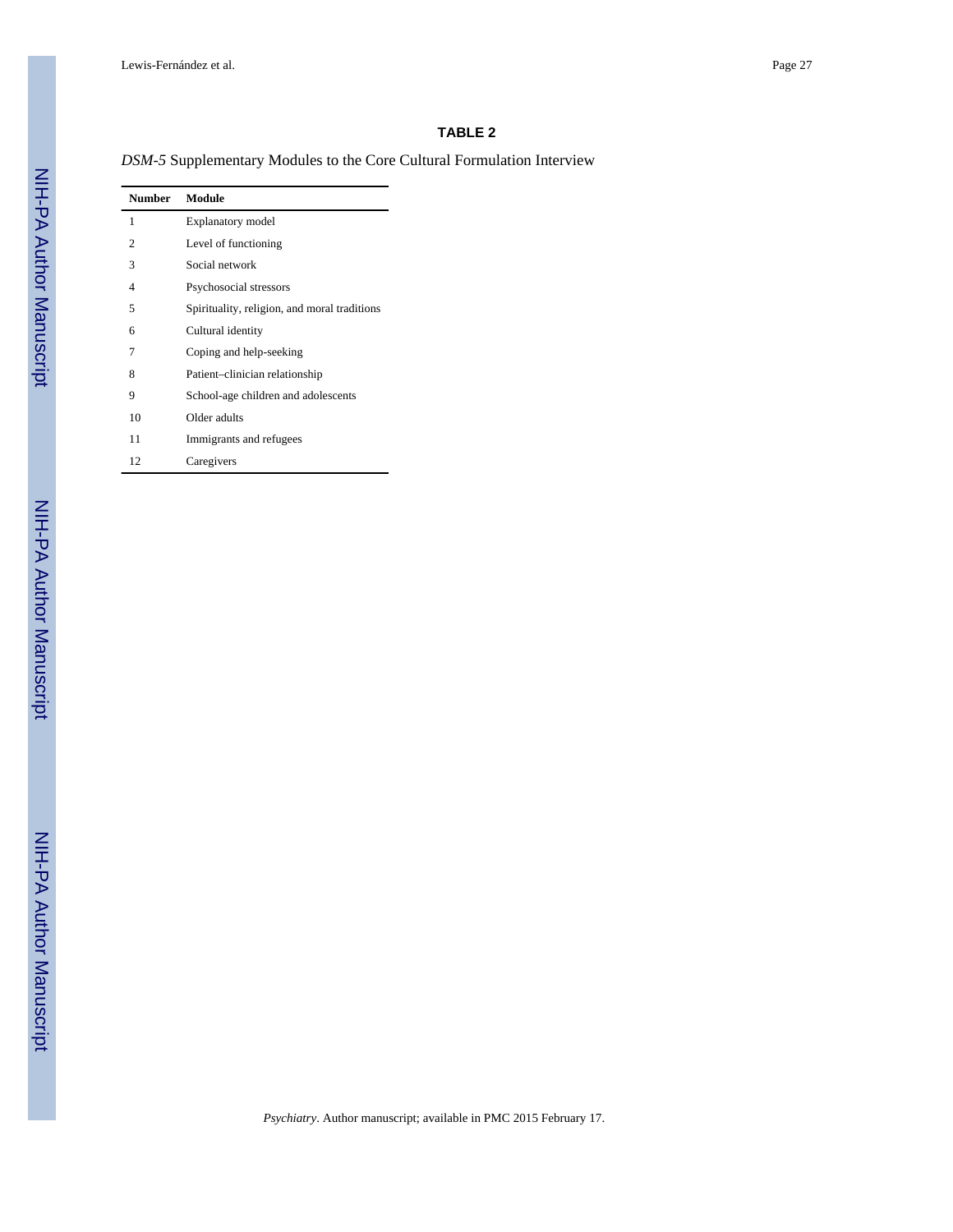**TABLE 2**

*DSM-5* Supplementary Modules to the Core Cultural Formulation Interview

| Number | Module |
|---|---|
| 1 | Explanatory model |
| 2 | Level of functioning |
| 3 | Social network |
| 4 | Psychosocial stressors |
| 5 | Spirituality, religion, and moral traditions |
| 6 | Cultural identity |
| 7 | Coping and help-seeking |
| 8 | Patient–clinician relationship |
| 9 | School-age children and adolescents |
| 10 | Older adults |
| 11 | Immigrants and refugees |
| 12 | Caregivers |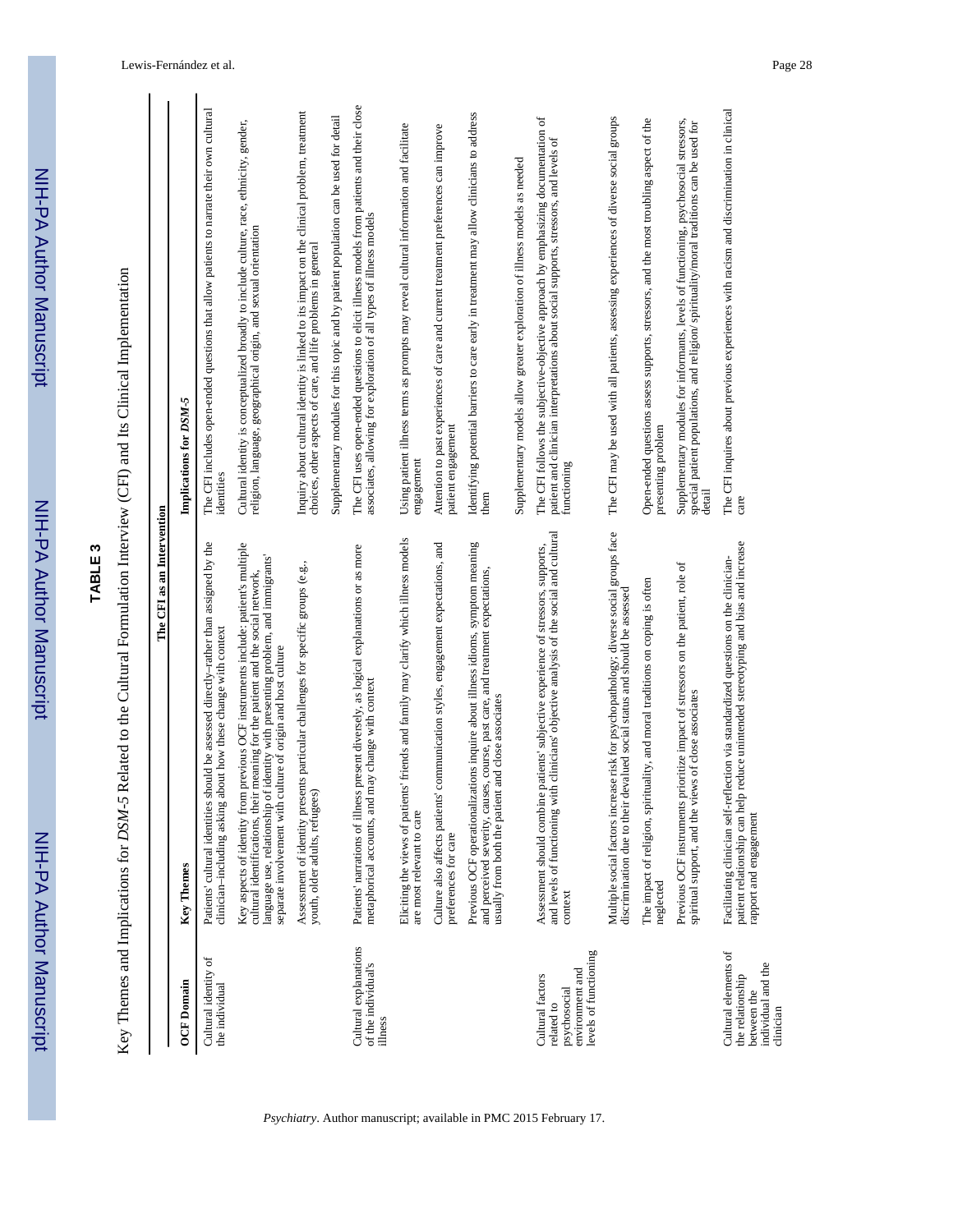**TABLE 3**

Key Themes and Implications for *DSM-5* Related to the Cultural Formulation Interview (CFI) and Its Clinical Implementation

| | The CFI as an Intervention | |
|---|---|---|
| **OCF Domain** | **Key Themes** | **Implications for *DSM-5*** |
| Cultural identity of the individual | Patients' cultural identities should be assessed directly–rather than assigned by the clinician–including asking about how these change with context | The CFI includes open-ended questions that allow patients to narrate their own cultural identities |
| | Key aspects of identity from previous OCF instruments include: patient's multiple cultural identifications, their meaning for the patient and the social network, language use, relationship of identity with presenting problem, and immigrants' separate involvement with culture of origin and host culture | Cultural identity is conceptualized broadly to include culture, race, ethnicity, gender, religion, language, geographical origin, and sexual orientation |
| | | Inquiry about cultural identity is linked to its impact on the clinical problem, treatment choices, other aspects of care, and life problems in general |
| | Assessment of identity presents particular challenges for specific groups (e.g., youth, older adults, refugees) | Supplementary modules for this topic and by patient population can be used for detail |
| Cultural explanations of the individual's illness | Patients' narrations of illness present diversely, as logical explanations or as more metaphorical accounts, and may change with context | The CFI uses open-ended questions to elicit illness models from patients and their close associates, allowing for exploration of all types of illness models |
| | Eliciting the views of patients' friends and family may clarify which illness models are most relevant to care | Using patient illness terms as prompts may reveal cultural information and facilitate engagement |
| | Culture also affects patients' communication styles, engagement expectations, and preferences for care | Attention to past experiences of care and current treatment preferences can improve patient engagement |
| | Previous OCF operationalizations inquire about illness idioms, symptom meaning and perceived severity, causes, course, past care, and treatment expectations, usually from both the patient and close associates | Identifying potential barriers to care early in treatment may allow clinicians to address them |
| | | Supplementary models allow greater exploration of illness models as needed |
| Cultural factors related to psychosocial environment and levels of functioning | Assessment should combine patients' subjective experience of stressors, supports, and levels of functioning with clinicians' objective analysis of the social and cultural context | The CFI follows the subjective-objective approach by emphasizing documentation of patient and clinician interpretations about social supports, stressors, and levels of functioning |
| | Multiple social factors increase risk for psychopathology; diverse social groups face discrimination due to their devalued social status and should be assessed | The CFI may be used with all patients, assessing experiences of diverse social groups |
| | The impact of religion, spirituality, and moral traditions on coping is often neglected | Open-ended questions assess supports, stressors, and the most troubling aspect of the presenting problem |
| | Previous OCF instruments prioritize impact of stressors on the patient, role of spiritual support, and the views of close associates | Supplementary modules for informants, levels of functioning, psychosocial stressors, special patient populations, and religion/ spirituality/moral traditions can be used for detail |
| Cultural elements of the relationship between the individual and the clinician | Facilitating clinician self-reflection via standardized questions on the clinician-patient relationship can help reduce unintended stereotyping and bias and increase rapport and engagement | The CFI inquires about previous experiences with racism and discrimination in clinical care |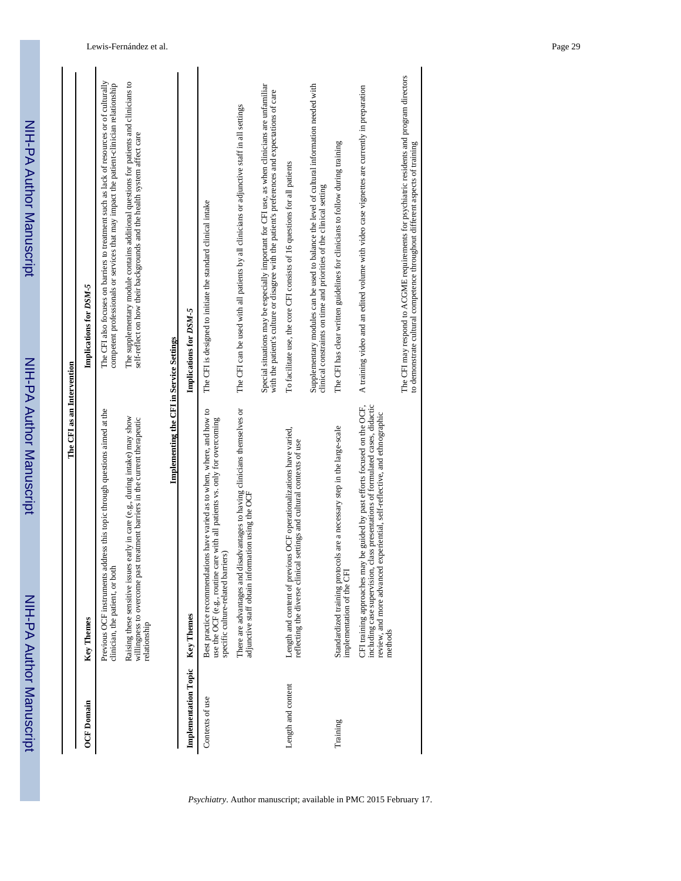| OCF Domain | Key Themes | Implications for *DSM-5* |
|---|---|---|
| **The CFI as an Intervention** | | |
| | Previous OCF instruments address this topic through questions aimed at the clinician, the patient, or both | The CFI also focuses on barriers to treatment such as lack of resources or of culturally competent professionals or services that may impact the patient-clinician relationship |
| | Raising these sensitive issues early in care (e.g., during intake) may show willingness to overcome past treatment barriers in the current therapeutic relationship | The supplementary module contains additional questions for patients and clinicians to self-reflect on how their backgrounds and the health system affect care |
| **Implementing the CFI in Service Settings** | | |
| **Implementation Topic** | **Key Themes** | **Implications for *DSM-5*** |
| Contexts of use | Best practice recommendations have varied as to when, where, and how to use the OCF (e.g., routine care with all patients vs. only for overcoming specific culture-related barriers) | The CFI is designed to initiate the standard clinical intake |
| | There are advantages and disadvantages to having clinicians themselves or adjunctive staff obtain information using the OCF | The CFI can be used with all patients by all clinicians or adjunctive staff in all settings |
| | | Special situations may be especially important for CFI use, as when clinicians are unfamiliar with the patient's culture or disagree with the patient's preferences and expectations of care |
| Length and content | Length and content of previous OCF operationalizations have varied, reflecting the diverse clinical settings and cultural contexts of use | To facilitate use, the core CFI consists of 16 questions for all patients |
| | | Supplementary modules can be used to balance the level of cultural information needed with clinical constraints on time and priorities of the clinical setting |
| Training | Standardized training protocols are a necessary step in the large-scale implementation of the CFI | The CFI has clear written guidelines for clinicians to follow during training |
| | CFI training approaches may be guided by past efforts focused on the OCF, including case supervision, class presentations of formulated cases, didactic review, and more advanced experiential, self-reflective, and ethnographic methods | A training video and an edited volume with video case vignettes are currently in preparation |
| | | The CFI may respond to ACGME requirements for psychiatric residents and program directors to demonstrate cultural competence throughout different aspects of training |